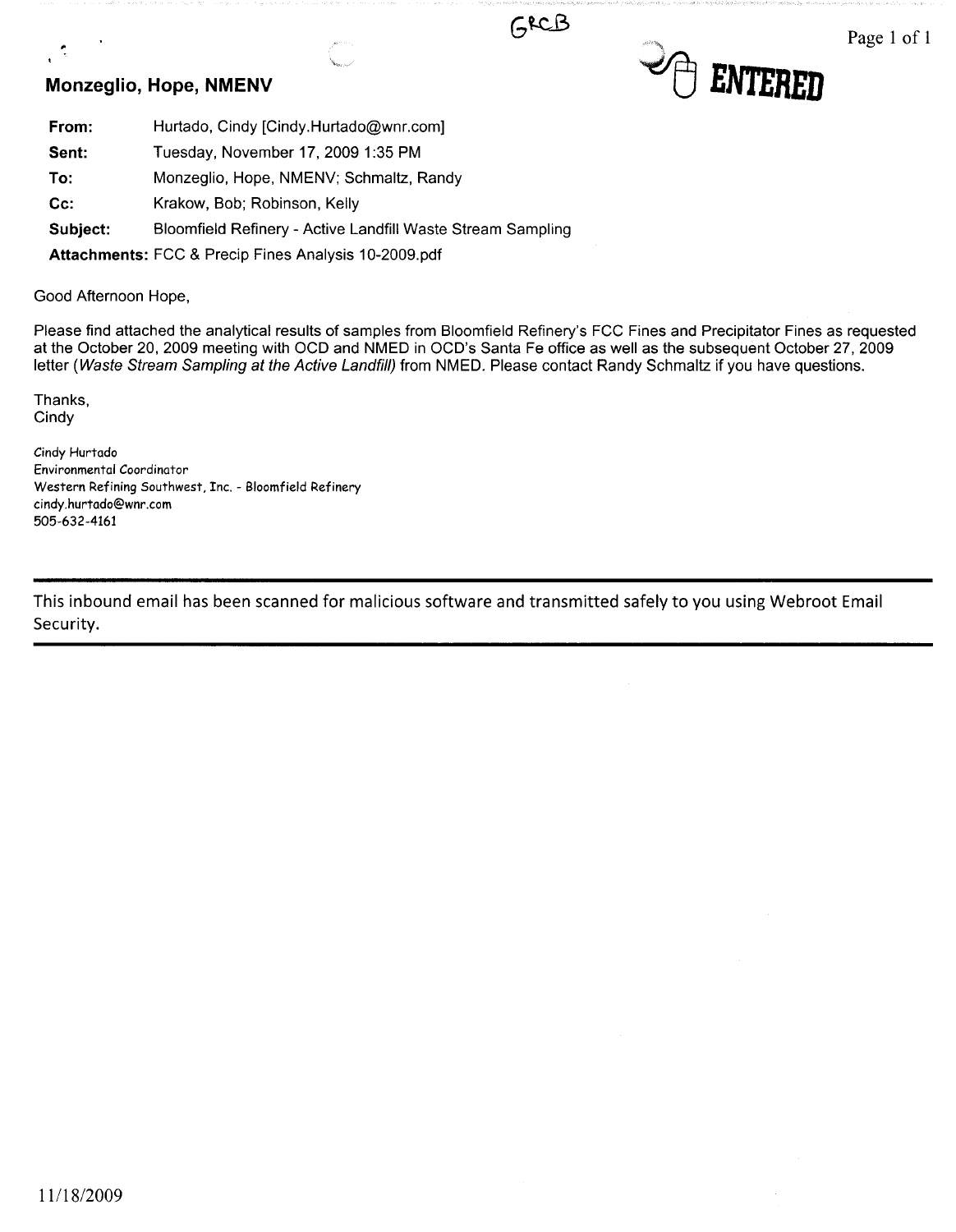GRCB

**ENTERED**

## Monzeglio, Hope, NMENV

| | |
|---|---|
| **From:** | Hurtado, Cindy [Cindy.Hurtado@wnr.com] |
| **Sent:** | Tuesday, November 17, 2009 1:35 PM |
| **To:** | Monzeglio, Hope, NMENV; Schmaltz, Randy |
| **Cc:** | Krakow, Bob; Robinson, Kelly |
| **Subject:** | Bloomfield Refinery - Active Landfill Waste Stream Sampling |
| **Attachments:** | FCC & Precip Fines Analysis 10-2009.pdf |

Good Afternoon Hope,

Please find attached the analytical results of samples from Bloomfield Refinery's FCC Fines and Precipitator Fines as requested at the October 20, 2009 meeting with OCD and NMED in OCD's Santa Fe office as well as the subsequent October 27, 2009 letter (*Waste Stream Sampling at the Active Landfill*) from NMED. Please contact Randy Schmaltz if you have questions.

Thanks,
Cindy

Cindy Hurtado
Environmental Coordinator
Western Refining Southwest, Inc. - Bloomfield Refinery
cindy.hurtado@wnr.com
505-632-4161

---

This inbound email has been scanned for malicious software and transmitted safely to you using Webroot Email Security.

---

11/18/2009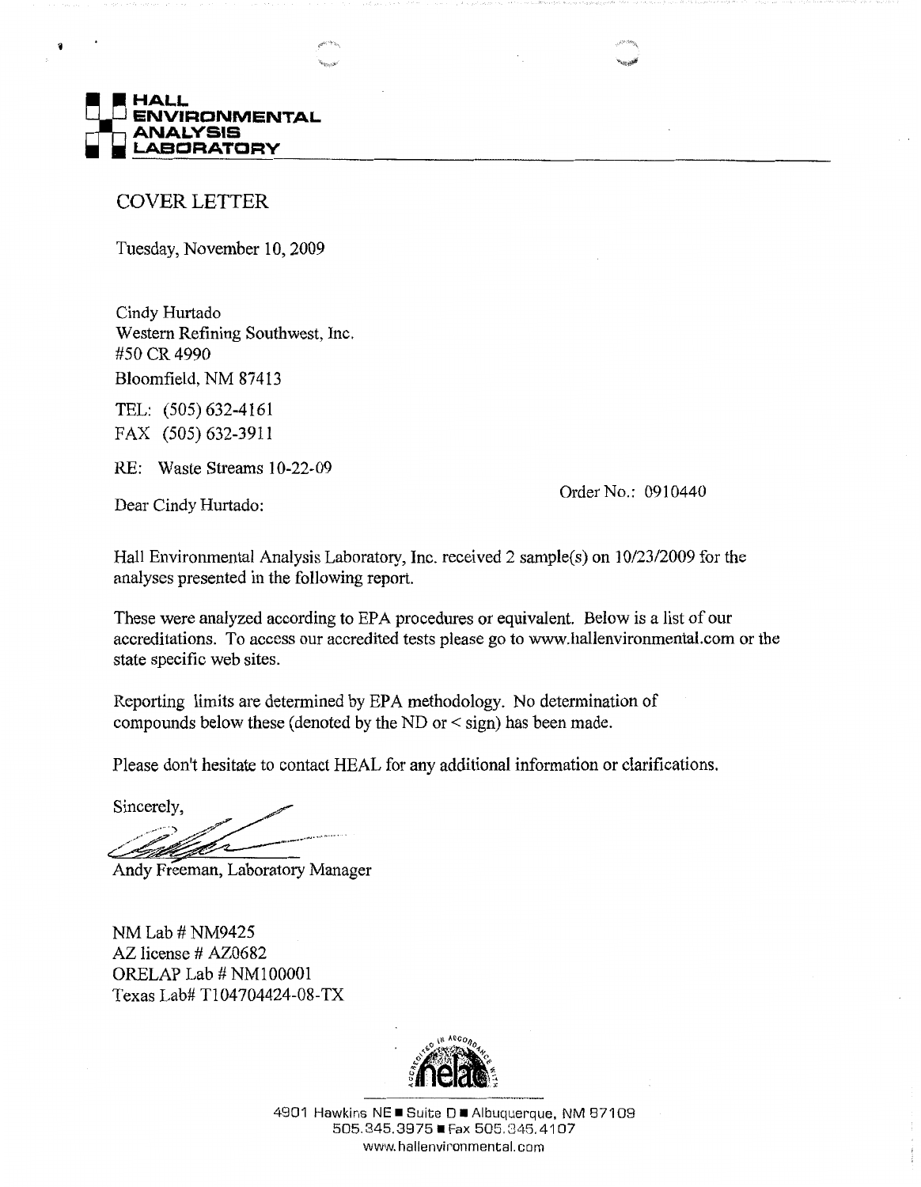**HALL ENVIRONMENTAL ANALYSIS LABORATORY**

# COVER LETTER

Tuesday, November 10, 2009

Cindy Hurtado
Western Refining Southwest, Inc.
#50 CR 4990
Bloomfield, NM 87413

TEL: (505) 632-4161
FAX (505) 632-3911

RE: Waste Streams 10-22-09

Order No.: 0910440

Dear Cindy Hurtado:

Hall Environmental Analysis Laboratory, Inc. received 2 sample(s) on 10/23/2009 for the analyses presented in the following report.

These were analyzed according to EPA procedures or equivalent. Below is a list of our accreditations. To access our accredited tests please go to www.hallenvironmental.com or the state specific web sites.

Reporting limits are determined by EPA methodology. No determination of compounds below these (denoted by the ND or < sign) has been made.

Please don't hesitate to contact HEAL for any additional information or clarifications.

Sincerely,

Andy Freeman, Laboratory Manager

NM Lab # NM9425
AZ license # AZ0682
ORELAP Lab # NM100001
Texas Lab# T104704424-08-TX

4901 Hawkins NE ■ Suite D ■ Albuquerque, NM 87109
505.345.3975 ■ Fax 505.345.4107
www.hallenvironmental.com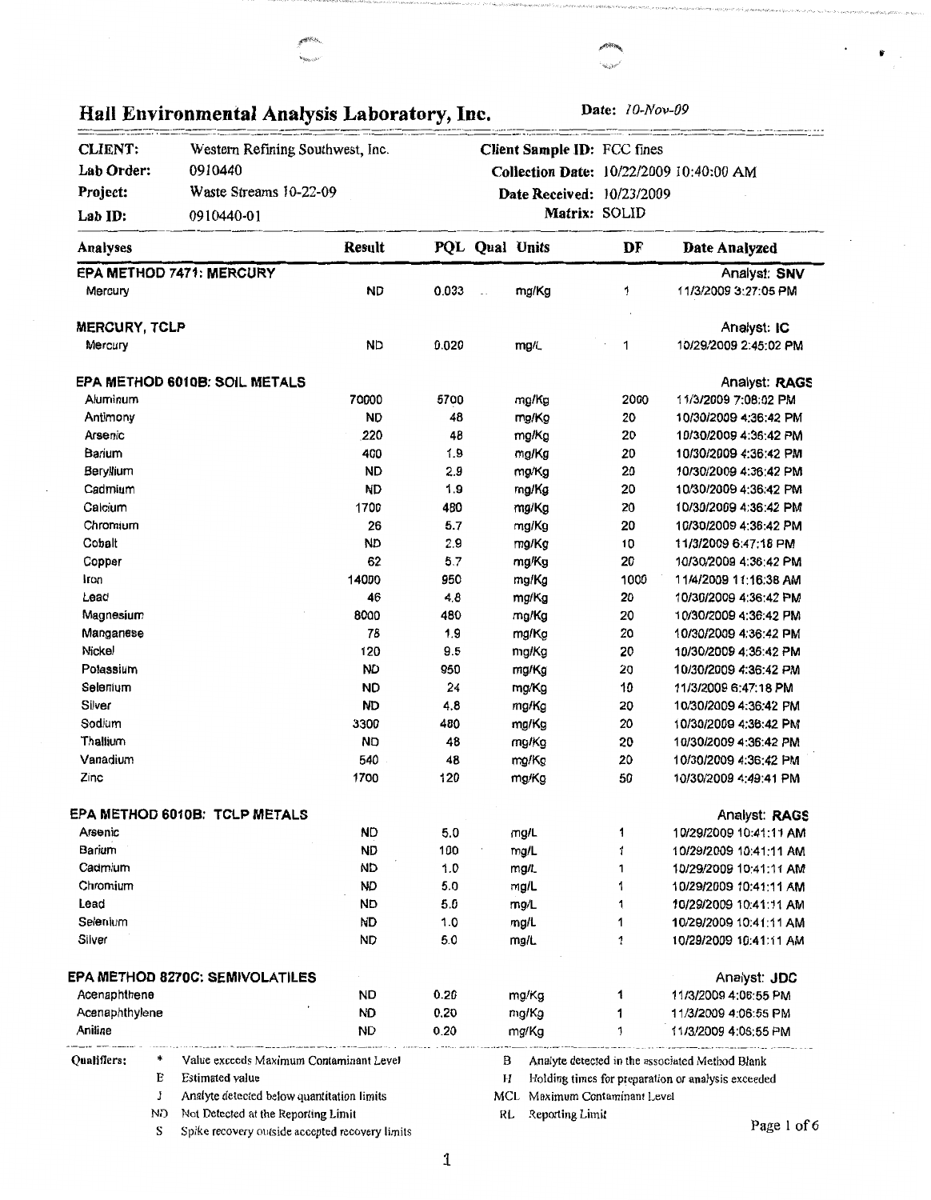# Hall Environmental Analysis Laboratory, Inc.

**Date:** *10-Nov-09*

| | | | |
|---|---|---|---|
| **CLIENT:** | Western Refining Southwest, Inc. | **Client Sample ID:** | FCC fines |
| **Lab Order:** | 0910440 | **Collection Date:** | 10/22/2009 10:40:00 AM |
| **Project:** | Waste Streams 10-22-09 | **Date Received:** | 10/23/2009 |
| **Lab ID:** | 0910440-01 | **Matrix:** | SOLID |

| Analyses | Result | PQL | Qual | Units | DF | Date Analyzed |
|---|---|---|---|---|---|---|
| **EPA METHOD 7471: MERCURY** | | | | | | Analyst: **SNV** |
| Mercury | ND | 0.033 | | mg/Kg | 1 | 11/3/2009 3:27:05 PM |
| **MERCURY, TCLP** | | | | | | Analyst: **IC** |
| Mercury | ND | 0.020 | | mg/L | 1 | 10/29/2009 2:45:02 PM |
| **EPA METHOD 6010B: SOIL METALS** | | | | | | Analyst: **RAGS** |
| Aluminum | 70000 | 5700 | | mg/Kg | 2000 | 11/3/2009 7:08:02 PM |
| Antimony | ND | 48 | | mg/Kg | 20 | 10/30/2009 4:36:42 PM |
| Arsenic | 220 | 48 | | mg/Kg | 20 | 10/30/2009 4:36:42 PM |
| Barium | 400 | 1.9 | | mg/Kg | 20 | 10/30/2009 4:36:42 PM |
| Beryllium | ND | 2.9 | | mg/Kg | 20 | 10/30/2009 4:36:42 PM |
| Cadmium | ND | 1.9 | | mg/Kg | 20 | 10/30/2009 4:36:42 PM |
| Calcium | 1700 | 480 | | mg/Kg | 20 | 10/30/2009 4:36:42 PM |
| Chromium | 26 | 5.7 | | mg/Kg | 20 | 10/30/2009 4:36:42 PM |
| Cobalt | ND | 2.9 | | mg/Kg | 10 | 11/3/2009 6:47:18 PM |
| Copper | 62 | 5.7 | | mg/Kg | 20 | 10/30/2009 4:36:42 PM |
| Iron | 14000 | 950 | | mg/Kg | 1000 | 11/4/2009 11:16:38 AM |
| Lead | 46 | 4.8 | | mg/Kg | 20 | 10/30/2009 4:36:42 PM |
| Magnesium | 8000 | 480 | | mg/Kg | 20 | 10/30/2009 4:36:42 PM |
| Manganese | 75 | 1.9 | | mg/Kg | 20 | 10/30/2009 4:36:42 PM |
| Nickel | 120 | 9.5 | | mg/Kg | 20 | 10/30/2009 4:36:42 PM |
| Potassium | ND | 950 | | mg/Kg | 20 | 10/30/2009 4:36:42 PM |
| Selenium | ND | 24 | | mg/Kg | 10 | 11/3/2009 6:47:18 PM |
| Silver | ND | 4.8 | | mg/Kg | 20 | 10/30/2009 4:36:42 PM |
| Sodium | 3300 | 480 | | mg/Kg | 20 | 10/30/2009 4:36:42 PM |
| Thallium | ND | 48 | | mg/Kg | 20 | 10/30/2009 4:36:42 PM |
| Vanadium | 540 | 48 | | mg/Kg | 20 | 10/30/2009 4:36:42 PM |
| Zinc | 1700 | 120 | | mg/Kg | 50 | 10/30/2009 4:49:41 PM |
| **EPA METHOD 6010B: TCLP METALS** | | | | | | Analyst: **RAGS** |
| Arsenic | ND | 5.0 | | mg/L | 1 | 10/29/2009 10:41:11 AM |
| Barium | ND | 100 | | mg/L | 1 | 10/29/2009 10:41:11 AM |
| Cadmium | ND | 1.0 | | mg/L | 1 | 10/29/2009 10:41:11 AM |
| Chromium | ND | 5.0 | | mg/L | 1 | 10/29/2009 10:41:11 AM |
| Lead | ND | 5.0 | | mg/L | 1 | 10/29/2009 10:41:11 AM |
| Selenium | ND | 1.0 | | mg/L | 1 | 10/29/2009 10:41:11 AM |
| Silver | ND | 5.0 | | mg/L | 1 | 10/29/2009 10:41:11 AM |
| **EPA METHOD 8270C: SEMIVOLATILES** | | | | | | Analyst: **JDC** |
| Acenaphthene | ND | 0.20 | | mg/Kg | 1 | 11/3/2009 4:06:55 PM |
| Acenaphthylene | ND | 0.20 | | mg/Kg | 1 | 11/3/2009 4:06:55 PM |
| Aniline | ND | 0.20 | | mg/Kg | 1 | 11/3/2009 4:06:55 PM |

**Qualifiers:**

- \* Value exceeds Maximum Contaminant Level
- E Estimated value
- J Analyte detected below quantitation limits
- ND Not Detected at the Reporting Limit
- S Spike recovery outside accepted recovery limits
- B Analyte detected in the associated Method Blank
- H Holding times for preparation or analysis exceeded
- MCL Maximum Contaminant Level
- RL Reporting Limit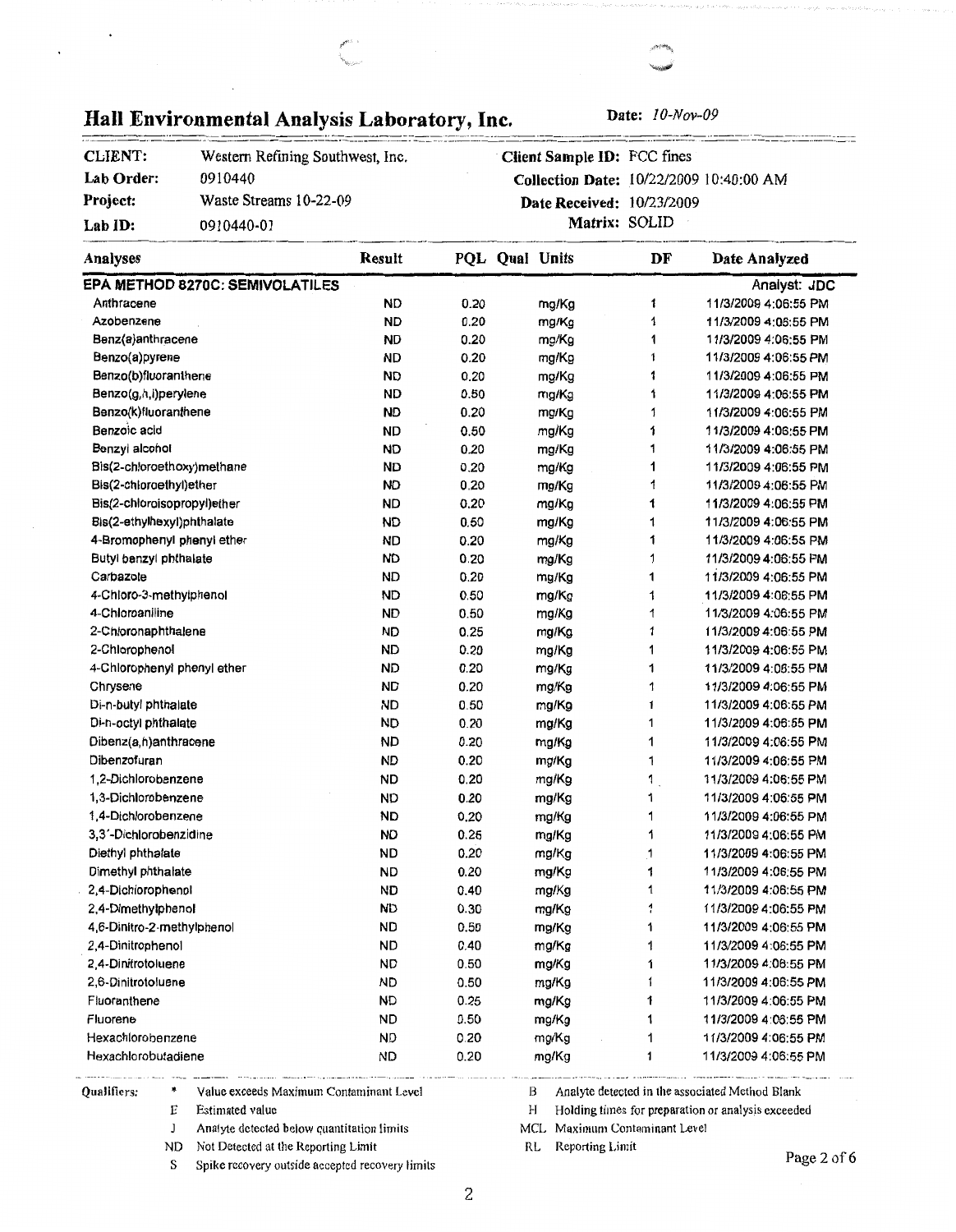## Hall Environmental Analysis Laboratory, Inc.

**Date:** *10-Nov-09*

| | | | |
|---|---|---|---|
| **CLIENT:** | Western Refining Southwest, Inc. | **Client Sample ID:** | FCC fines |
| **Lab Order:** | 0910440 | **Collection Date:** | 10/22/2009 10:40:00 AM |
| **Project:** | Waste Streams 10-22-09 | **Date Received:** | 10/23/2009 |
| **Lab ID:** | 0910440-01 | **Matrix:** | SOLID |

| Analyses | Result | PQL | Qual | Units | DF | Date Analyzed |
|---|---|---|---|---|---|---|
| **EPA METHOD 8270C: SEMIVOLATILES** | | | | | | Analyst: **JDC** |
| Anthracene | ND | 0.20 | | mg/Kg | 1 | 11/3/2009 4:06:55 PM |
| Azobenzene | ND | 0.20 | | mg/Kg | 1 | 11/3/2009 4:06:55 PM |
| Benz(a)anthracene | ND | 0.20 | | mg/Kg | 1 | 11/3/2009 4:06:55 PM |
| Benzo(a)pyrene | ND | 0.20 | | mg/Kg | 1 | 11/3/2009 4:06:55 PM |
| Benzo(b)fluoranthene | ND | 0.20 | | mg/Kg | 1 | 11/3/2009 4:06:55 PM |
| Benzo(g,h,i)perylene | ND | 0.50 | | mg/Kg | 1 | 11/3/2009 4:06:55 PM |
| Benzo(k)fluoranthene | ND | 0.20 | | mg/Kg | 1 | 11/3/2009 4:06:55 PM |
| Benzoic acid | ND | 0.50 | | mg/Kg | 1 | 11/3/2009 4:06:55 PM |
| Benzyl alcohol | ND | 0.20 | | mg/Kg | 1 | 11/3/2009 4:06:55 PM |
| Bis(2-chloroethoxy)methane | ND | 0.20 | | mg/Kg | 1 | 11/3/2009 4:06:55 PM |
| Bis(2-chloroethyl)ether | ND | 0.20 | | mg/Kg | 1 | 11/3/2009 4:06:55 PM |
| Bis(2-chloroisopropyl)ether | ND | 0.20 | | mg/Kg | 1 | 11/3/2009 4:06:55 PM |
| Bis(2-ethylhexyl)phthalate | ND | 0.50 | | mg/Kg | 1 | 11/3/2009 4:06:55 PM |
| 4-Bromophenyl phenyl ether | ND | 0.20 | | mg/Kg | 1 | 11/3/2009 4:06:55 PM |
| Butyl benzyl phthalate | ND | 0.20 | | mg/Kg | 1 | 11/3/2009 4:06:55 PM |
| Carbazole | ND | 0.20 | | mg/Kg | 1 | 11/3/2009 4:06:55 PM |
| 4-Chloro-3-methylphenol | ND | 0.50 | | mg/Kg | 1 | 11/3/2009 4:06:55 PM |
| 4-Chloroaniline | ND | 0.50 | | mg/Kg | 1 | 11/3/2009 4:06:55 PM |
| 2-Chloronaphthalene | ND | 0.25 | | mg/Kg | 1 | 11/3/2009 4:06:55 PM |
| 2-Chlorophenol | ND | 0.20 | | mg/Kg | 1 | 11/3/2009 4:06:55 PM |
| 4-Chlorophenyl phenyl ether | ND | 0.20 | | mg/Kg | 1 | 11/3/2009 4:06:55 PM |
| Chrysene | ND | 0.20 | | mg/Kg | 1 | 11/3/2009 4:06:55 PM |
| Di-n-butyl phthalate | ND | 0.50 | | mg/Kg | 1 | 11/3/2009 4:06:55 PM |
| Di-n-octyl phthalate | ND | 0.20 | | mg/Kg | 1 | 11/3/2009 4:06:55 PM |
| Dibenz(a,h)anthracene | ND | 0.20 | | mg/Kg | 1 | 11/3/2009 4:06:55 PM |
| Dibenzofuran | ND | 0.20 | | mg/Kg | 1 | 11/3/2009 4:06:55 PM |
| 1,2-Dichlorobenzene | ND | 0.20 | | mg/Kg | 1 | 11/3/2009 4:06:55 PM |
| 1,3-Dichlorobenzene | ND | 0.20 | | mg/Kg | 1 | 11/3/2009 4:06:55 PM |
| 1,4-Dichlorobenzene | ND | 0.20 | | mg/Kg | 1 | 11/3/2009 4:06:55 PM |
| 3,3´-Dichlorobenzidine | ND | 0.25 | | mg/Kg | 1 | 11/3/2009 4:06:55 PM |
| Diethyl phthalate | ND | 0.20 | | mg/Kg | 1 | 11/3/2009 4:06:55 PM |
| Dimethyl phthalate | ND | 0.20 | | mg/Kg | 1 | 11/3/2009 4:06:55 PM |
| 2,4-Dichlorophenol | ND | 0.40 | | mg/Kg | 1 | 11/3/2009 4:06:55 PM |
| 2,4-Dimethylphenol | ND | 0.30 | | mg/Kg | 1 | 11/3/2009 4:06:55 PM |
| 4,6-Dinitro-2-methylphenol | ND | 0.50 | | mg/Kg | 1 | 11/3/2009 4:06:55 PM |
| 2,4-Dinitrophenol | ND | 0.40 | | mg/Kg | 1 | 11/3/2009 4:06:55 PM |
| 2,4-Dinitrotoluene | ND | 0.50 | | mg/Kg | 1 | 11/3/2009 4:06:55 PM |
| 2,6-Dinitrotoluene | ND | 0.50 | | mg/Kg | 1 | 11/3/2009 4:06:55 PM |
| Fluoranthene | ND | 0.25 | | mg/Kg | 1 | 11/3/2009 4:06:55 PM |
| Fluorene | ND | 0.50 | | mg/Kg | 1 | 11/3/2009 4:06:55 PM |
| Hexachlorobenzene | ND | 0.20 | | mg/Kg | 1 | 11/3/2009 4:06:55 PM |
| Hexachlorobutadiene | ND | 0.20 | | mg/Kg | 1 | 11/3/2009 4:06:55 PM |

**Qualifiers:**

- \* Value exceeds Maximum Contaminant Level
- E Estimated value
- J Analyte detected below quantitation limits
- ND Not Detected at the Reporting Limit
- S Spike recovery outside accepted recovery limits
- B Analyte detected in the associated Method Blank
- H Holding times for preparation or analysis exceeded
- MCL Maximum Contaminant Level
- RL Reporting Limit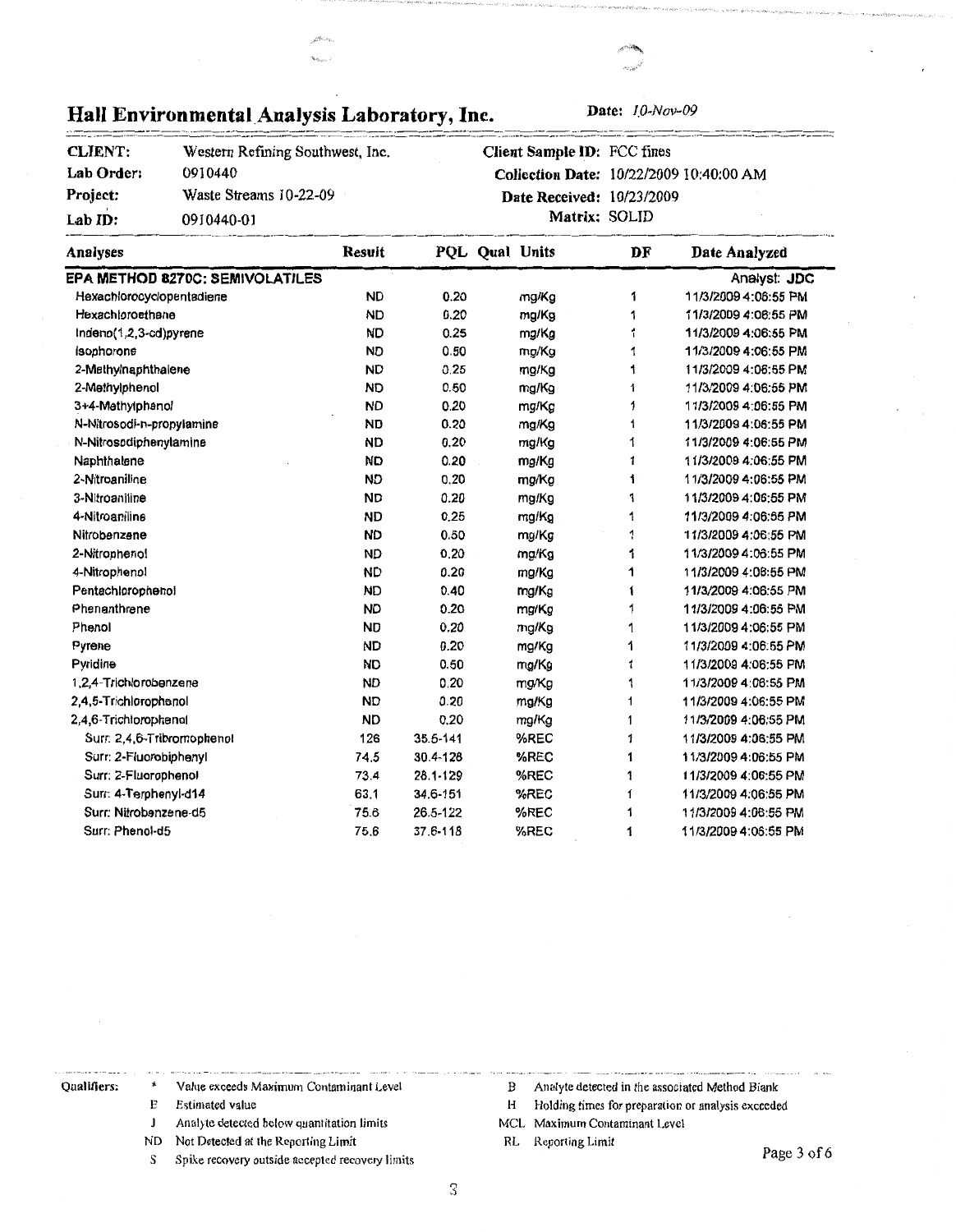## Hall Environmental Analysis Laboratory, Inc.

**Date:** *10-Nov-09*

| | | | |
|---|---|---|---|
| **CLIENT:** | Western Refining Southwest, Inc. | **Client Sample ID:** | FCC fines |
| **Lab Order:** | 0910440 | **Collection Date:** | 10/22/2009 10:40:00 AM |
| **Project:** | Waste Streams 10-22-09 | **Date Received:** | 10/23/2009 |
| **Lab ID:** | 0910440-01 | **Matrix:** | SOLID |

| Analyses | Result | PQL | Qual | Units | DF | Date Analyzed |
|---|---|---|---|---|---|---|
| **EPA METHOD 8270C: SEMIVOLATILES** | | | | | | Analyst: **JDC** |
| Hexachlorocyclopentadiene | ND | 0.20 | | mg/Kg | 1 | 11/3/2009 4:06:55 PM |
| Hexachloroethane | ND | 0.20 | | mg/Kg | 1 | 11/3/2009 4:06:55 PM |
| Indeno(1,2,3-cd)pyrene | ND | 0.25 | | mg/Kg | 1 | 11/3/2009 4:06:55 PM |
| Isophorone | ND | 0.50 | | mg/Kg | 1 | 11/3/2009 4:06:55 PM |
| 2-Methylnaphthalene | ND | 0.25 | | mg/Kg | 1 | 11/3/2009 4:06:55 PM |
| 2-Methylphenol | ND | 0.50 | | mg/Kg | 1 | 11/3/2009 4:06:55 PM |
| 3+4-Methylphenol | ND | 0.20 | | mg/Kg | 1 | 11/3/2009 4:06:55 PM |
| N-Nitrosodi-n-propylamine | ND | 0.20 | | mg/Kg | 1 | 11/3/2009 4:06:55 PM |
| N-Nitrosodiphenylamine | ND | 0.20 | | mg/Kg | 1 | 11/3/2009 4:06:55 PM |
| Naphthalene | ND | 0.20 | | mg/Kg | 1 | 11/3/2009 4:06:55 PM |
| 2-Nitroaniline | ND | 0.20 | | mg/Kg | 1 | 11/3/2009 4:06:55 PM |
| 3-Nitroaniline | ND | 0.20 | | mg/Kg | 1 | 11/3/2009 4:06:55 PM |
| 4-Nitroaniline | ND | 0.25 | | mg/Kg | 1 | 11/3/2009 4:06:55 PM |
| Nitrobenzene | ND | 0.50 | | mg/Kg | 1 | 11/3/2009 4:06:55 PM |
| 2-Nitrophenol | ND | 0.20 | | mg/Kg | 1 | 11/3/2009 4:06:55 PM |
| 4-Nitrophenol | ND | 0.20 | | mg/Kg | 1 | 11/3/2009 4:06:55 PM |
| Pentachlorophenol | ND | 0.40 | | mg/Kg | 1 | 11/3/2009 4:06:55 PM |
| Phenanthrene | ND | 0.20 | | mg/Kg | 1 | 11/3/2009 4:06:55 PM |
| Phenol | ND | 0.20 | | mg/Kg | 1 | 11/3/2009 4:06:55 PM |
| Pyrene | ND | 0.20 | | mg/Kg | 1 | 11/3/2009 4:06:55 PM |
| Pyridine | ND | 0.50 | | mg/Kg | 1 | 11/3/2009 4:06:55 PM |
| 1,2,4-Trichlorobenzene | ND | 0.20 | | mg/Kg | 1 | 11/3/2009 4:06:55 PM |
| 2,4,5-Trichlorophenol | ND | 0.20 | | mg/Kg | 1 | 11/3/2009 4:06:55 PM |
| 2,4,6-Trichlorophenol | ND | 0.20 | | mg/Kg | 1 | 11/3/2009 4:06:55 PM |
| Surr: 2,4,6-Tribromophenol | 126 | 35.5-141 | | %REC | 1 | 11/3/2009 4:06:55 PM |
| Surr: 2-Fluorobiphenyl | 74.5 | 30.4-128 | | %REC | 1 | 11/3/2009 4:06:55 PM |
| Surr: 2-Fluorophenol | 73.4 | 28.1-129 | | %REC | 1 | 11/3/2009 4:06:55 PM |
| Surr: 4-Terphenyl-d14 | 63.1 | 34.6-151 | | %REC | 1 | 11/3/2009 4:06:55 PM |
| Surr: Nitrobenzene-d5 | 75.6 | 26.5-122 | | %REC | 1 | 11/3/2009 4:06:55 PM |
| Surr: Phenol-d5 | 75.6 | 37.6-118 | | %REC | 1 | 11/3/2009 4:06:55 PM |

**Qualifiers:**

- \* Value exceeds Maximum Contaminant Level
- E Estimated value
- J Analyte detected below quantitation limits
- ND Not Detected at the Reporting Limit
- S Spike recovery outside accepted recovery limits
- B Analyte detected in the associated Method Blank
- H Holding times for preparation or analysis exceeded
- MCL Maximum Contaminant Level
- RL Reporting Limit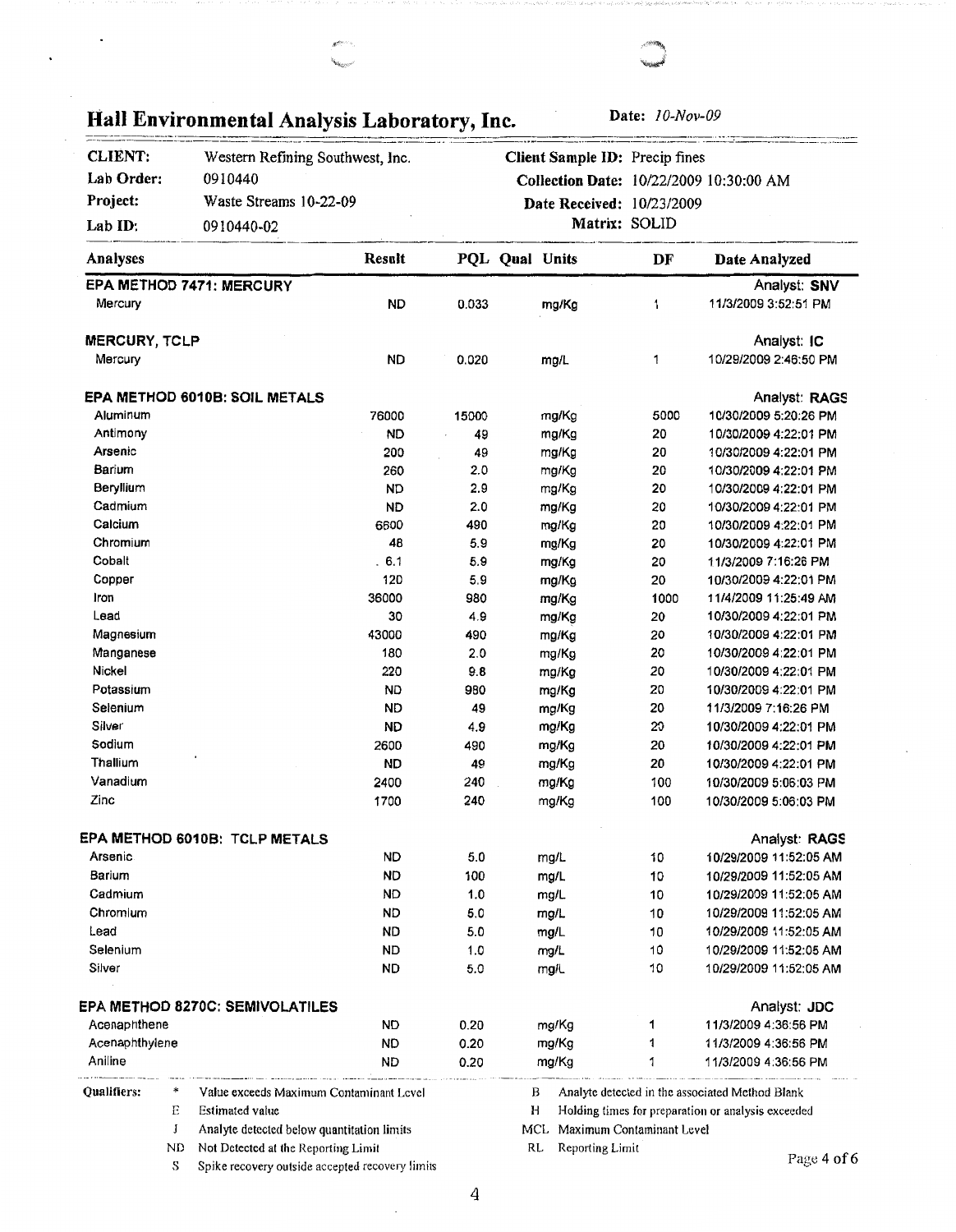# Hall Environmental Analysis Laboratory, Inc.

**Date:** *10-Nov-09*

| | | | |
|---|---|---|---|
| **CLIENT:** | Western Refining Southwest, Inc. | **Client Sample ID:** | Precip fines |
| **Lab Order:** | 0910440 | **Collection Date:** | 10/22/2009 10:30:00 AM |
| **Project:** | Waste Streams 10-22-09 | **Date Received:** | 10/23/2009 |
| **Lab ID:** | 0910440-02 | **Matrix:** | SOLID |

| Analyses | Result | PQL | Qual | Units | DF | Date Analyzed |
|---|---|---|---|---|---|---|
| **EPA METHOD 7471: MERCURY** | | | | | | Analyst: **SNV** |
| Mercury | ND | 0.033 | | mg/Kg | 1 | 11/3/2009 3:52:51 PM |
| **MERCURY, TCLP** | | | | | | Analyst: **IC** |
| Mercury | ND | 0.020 | | mg/L | 1 | 10/29/2009 2:46:50 PM |
| **EPA METHOD 6010B: SOIL METALS** | | | | | | Analyst: **RAGS** |
| Aluminum | 76000 | 15000 | | mg/Kg | 5000 | 10/30/2009 5:20:26 PM |
| Antimony | ND | 49 | | mg/Kg | 20 | 10/30/2009 4:22:01 PM |
| Arsenic | 200 | 49 | | mg/Kg | 20 | 10/30/2009 4:22:01 PM |
| Barium | 260 | 2.0 | | mg/Kg | 20 | 10/30/2009 4:22:01 PM |
| Beryllium | ND | 2.9 | | mg/Kg | 20 | 10/30/2009 4:22:01 PM |
| Cadmium | ND | 2.0 | | mg/Kg | 20 | 10/30/2009 4:22:01 PM |
| Calcium | 6600 | 490 | | mg/Kg | 20 | 10/30/2009 4:22:01 PM |
| Chromium | 48 | 5.9 | | mg/Kg | 20 | 10/30/2009 4:22:01 PM |
| Cobalt | 6.1 | 5.9 | | mg/Kg | 20 | 11/3/2009 7:16:26 PM |
| Copper | 120 | 5.9 | | mg/Kg | 20 | 10/30/2009 4:22:01 PM |
| Iron | 36000 | 980 | | mg/Kg | 1000 | 11/4/2009 11:25:49 AM |
| Lead | 30 | 4.9 | | mg/Kg | 20 | 10/30/2009 4:22:01 PM |
| Magnesium | 43000 | 490 | | mg/Kg | 20 | 10/30/2009 4:22:01 PM |
| Manganese | 180 | 2.0 | | mg/Kg | 20 | 10/30/2009 4:22:01 PM |
| Nickel | 220 | 9.8 | | mg/Kg | 20 | 10/30/2009 4:22:01 PM |
| Potassium | ND | 980 | | mg/Kg | 20 | 10/30/2009 4:22:01 PM |
| Selenium | ND | 49 | | mg/Kg | 20 | 11/3/2009 7:16:26 PM |
| Silver | ND | 4.9 | | mg/Kg | 20 | 10/30/2009 4:22:01 PM |
| Sodium | 2600 | 490 | | mg/Kg | 20 | 10/30/2009 4:22:01 PM |
| Thallium | ND | 49 | | mg/Kg | 20 | 10/30/2009 4:22:01 PM |
| Vanadium | 2400 | 240 | | mg/Kg | 100 | 10/30/2009 5:06:03 PM |
| Zinc | 1700 | 240 | | mg/Kg | 100 | 10/30/2009 5:06:03 PM |
| **EPA METHOD 6010B: TCLP METALS** | | | | | | Analyst: **RAGS** |
| Arsenic | ND | 5.0 | | mg/L | 10 | 10/29/2009 11:52:05 AM |
| Barium | ND | 100 | | mg/L | 10 | 10/29/2009 11:52:05 AM |
| Cadmium | ND | 1.0 | | mg/L | 10 | 10/29/2009 11:52:05 AM |
| Chromium | ND | 5.0 | | mg/L | 10 | 10/29/2009 11:52:05 AM |
| Lead | ND | 5.0 | | mg/L | 10 | 10/29/2009 11:52:05 AM |
| Selenium | ND | 1.0 | | mg/L | 10 | 10/29/2009 11:52:05 AM |
| Silver | ND | 5.0 | | mg/L | 10 | 10/29/2009 11:52:05 AM |
| **EPA METHOD 8270C: SEMIVOLATILES** | | | | | | Analyst: **JDC** |
| Acenaphthene | ND | 0.20 | | mg/Kg | 1 | 11/3/2009 4:36:56 PM |
| Acenaphthylene | ND | 0.20 | | mg/Kg | 1 | 11/3/2009 4:36:56 PM |
| Aniline | ND | 0.20 | | mg/Kg | 1 | 11/3/2009 4:36:56 PM |

**Qualifiers:**

- \* Value exceeds Maximum Contaminant Level
- E Estimated value
- J Analyte detected below quantitation limits
- ND Not Detected at the Reporting Limit
- S Spike recovery outside accepted recovery limits
- B Analyte detected in the associated Method Blank
- H Holding times for preparation or analysis exceeded
- MCL Maximum Contaminant Level
- RL Reporting Limit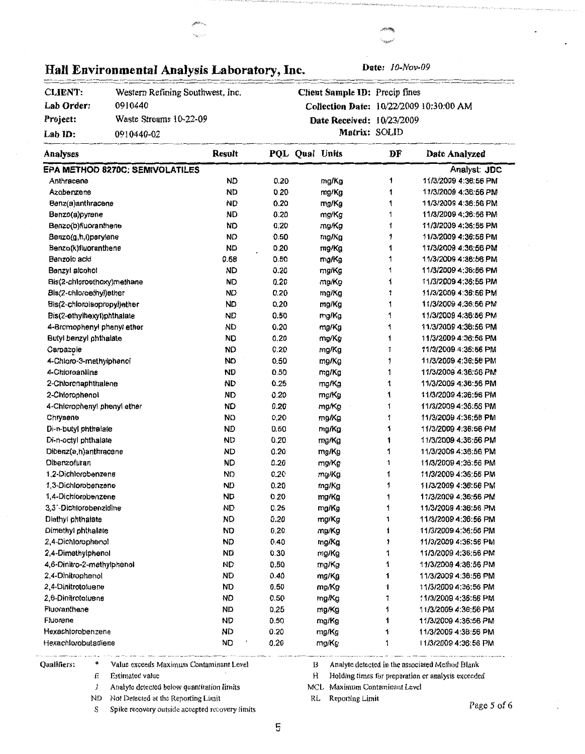## Hall Environmental Analysis Laboratory, Inc.

**Date:** *10-Nov-09*

| | | | |
|---|---|---|---|
| **CLIENT:** | Western Refining Southwest, Inc. | **Client Sample ID:** | Precip fines |
| **Lab Order:** | 0910440 | **Collection Date:** | 10/22/2009 10:30:00 AM |
| **Project:** | Waste Streams 10-22-09 | **Date Received:** | 10/23/2009 |
| **Lab ID:** | 0910440-02 | **Matrix:** | SOLID |

| Analyses | Result | PQL | Qual | Units | DF | Date Analyzed |
|---|---|---|---|---|---|---|
| **EPA METHOD 8270C: SEMIVOLATILES** | | | | | | Analyst: **JDC** |
| Anthracene | ND | 0.20 | | mg/Kg | 1 | 11/3/2009 4:36:56 PM |
| Azobenzene | ND | 0.20 | | mg/Kg | 1 | 11/3/2009 4:36:56 PM |
| Benz(a)anthracene | ND | 0.20 | | mg/Kg | 1 | 11/3/2009 4:36:56 PM |
| Benzo(a)pyrene | ND | 0.20 | | mg/Kg | 1 | 11/3/2009 4:36:56 PM |
| Benzo(b)fluoranthene | ND | 0.20 | | mg/Kg | 1 | 11/3/2009 4:36:56 PM |
| Benzo(g,h,i)perylene | ND | 0.50 | | mg/Kg | 1 | 11/3/2009 4:36:56 PM |
| Benzo(k)fluoranthene | ND | 0.20 | | mg/Kg | 1 | 11/3/2009 4:36:56 PM |
| Benzoic acid | 0.68 | 0.50 | | mg/Kg | 1 | 11/3/2009 4:36:56 PM |
| Benzyl alcohol | ND | 0.20 | | mg/Kg | 1 | 11/3/2009 4:36:56 PM |
| Bis(2-chloroethoxy)methane | ND | 0.20 | | mg/Kg | 1 | 11/3/2009 4:36:56 PM |
| Bis(2-chloroethyl)ether | ND | 0.20 | | mg/Kg | 1 | 11/3/2009 4:36:56 PM |
| Bis(2-chloroisopropyl)ether | ND | 0.20 | | mg/Kg | 1 | 11/3/2009 4:36:56 PM |
| Bis(2-ethylhexyl)phthalate | ND | 0.50 | | mg/Kg | 1 | 11/3/2009 4:36:56 PM |
| 4-Bromophenyl phenyl ether | ND | 0.20 | | mg/Kg | 1 | 11/3/2009 4:36:56 PM |
| Butyl benzyl phthalate | ND | 0.20 | | mg/Kg | 1 | 11/3/2009 4:36:56 PM |
| Carbazole | ND | 0.20 | | mg/Kg | 1 | 11/3/2009 4:36:56 PM |
| 4-Chloro-3-methylphenol | ND | 0.50 | | mg/Kg | 1 | 11/3/2009 4:36:56 PM |
| 4-Chloroaniline | ND | 0.50 | | mg/Kg | 1 | 11/3/2009 4:36:56 PM |
| 2-Chloronaphthalene | ND | 0.25 | | mg/Kg | 1 | 11/3/2009 4:36:56 PM |
| 2-Chlorophenol | ND | 0.20 | | mg/Kg | 1 | 11/3/2009 4:36:56 PM |
| 4-Chlorophenyl phenyl ether | ND | 0.20 | | mg/Kg | 1 | 11/3/2009 4:36:56 PM |
| Chrysene | ND | 0.20 | | mg/Kg | 1 | 11/3/2009 4:36:56 PM |
| Di-n-butyl phthalate | ND | 0.50 | | mg/Kg | 1 | 11/3/2009 4:36:56 PM |
| Di-n-octyl phthalate | ND | 0.20 | | mg/Kg | 1 | 11/3/2009 4:36:56 PM |
| Dibenz(a,h)anthracene | ND | 0.20 | | mg/Kg | 1 | 11/3/2009 4:36:56 PM |
| Dibenzofuran | ND | 0.20 | | mg/Kg | 1 | 11/3/2009 4:36:56 PM |
| 1,2-Dichlorobenzene | ND | 0.20 | | mg/Kg | 1 | 11/3/2009 4:36:56 PM |
| 1,3-Dichlorobenzene | ND | 0.20 | | mg/Kg | 1 | 11/3/2009 4:36:56 PM |
| 1,4-Dichlorobenzene | ND | 0.20 | | mg/Kg | 1 | 11/3/2009 4:36:56 PM |
| 3,3´-Dichlorobenzidine | ND | 0.25 | | mg/Kg | 1 | 11/3/2009 4:36:56 PM |
| Diethyl phthalate | ND | 0.20 | | mg/Kg | 1 | 11/3/2009 4:36:56 PM |
| Dimethyl phthalate | ND | 0.20 | | mg/Kg | 1 | 11/3/2009 4:36:56 PM |
| 2,4-Dichlorophenol | ND | 0.40 | | mg/Kg | 1 | 11/3/2009 4:36:56 PM |
| 2,4-Dimethylphenol | ND | 0.30 | | mg/Kg | 1 | 11/3/2009 4:36:56 PM |
| 4,6-Dinitro-2-methylphenol | ND | 0.50 | | mg/Kg | 1 | 11/3/2009 4:36:56 PM |
| 2,4-Dinitrophenol | ND | 0.40 | | mg/Kg | 1 | 11/3/2009 4:36:56 PM |
| 2,4-Dinitrotoluene | ND | 0.50 | | mg/Kg | 1 | 11/3/2009 4:36:56 PM |
| 2,6-Dinitrotoluene | ND | 0.50 | | mg/Kg | 1 | 11/3/2009 4:36:56 PM |
| Fluoranthene | ND | 0.25 | | mg/Kg | 1 | 11/3/2009 4:36:56 PM |
| Fluorene | ND | 0.50 | | mg/Kg | 1 | 11/3/2009 4:36:56 PM |
| Hexachlorobenzene | ND | 0.20 | | mg/Kg | 1 | 11/3/2009 4:36:56 PM |
| Hexachlorobutadiene | ND | 0.20 | | mg/Kg | 1 | 11/3/2009 4:36:56 PM |

**Qualifiers:**

- \* Value exceeds Maximum Contaminant Level
- E Estimated value
- J Analyte detected below quantitation limits
- ND Not Detected at the Reporting Limit
- S Spike recovery outside accepted recovery limits
- B Analyte detected in the associated Method Blank
- H Holding times for preparation or analysis exceeded
- MCL Maximum Contaminant Level
- RL Reporting Limit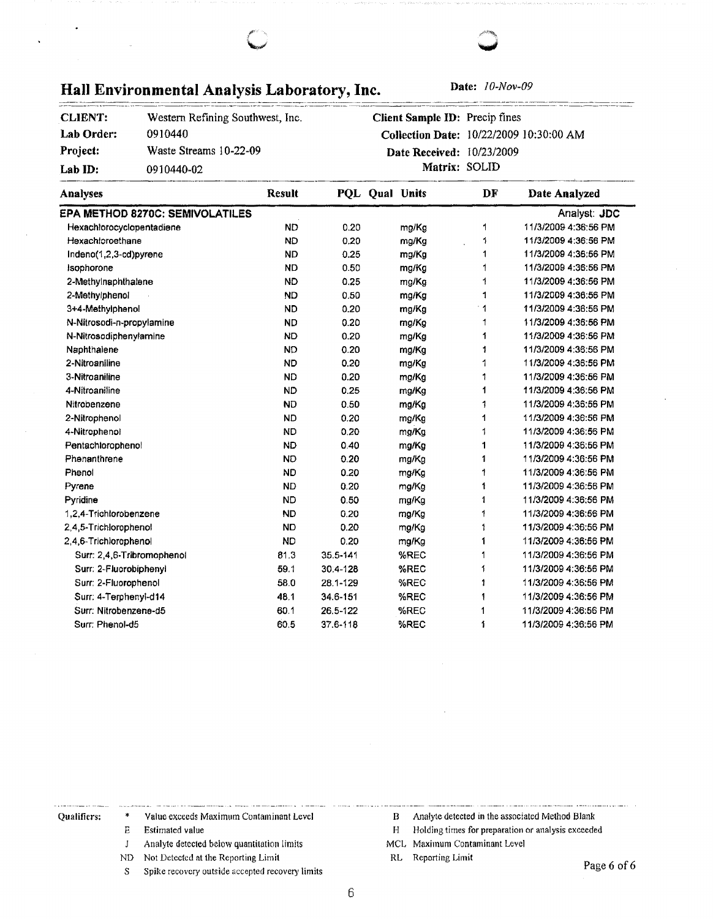# Hall Environmental Analysis Laboratory, Inc.

**Date:** *10-Nov-09*

| | | | |
|---|---|---|---|
| **CLIENT:** | Western Refining Southwest, Inc. | **Client Sample ID:** | Precip fines |
| **Lab Order:** | 0910440 | **Collection Date:** | 10/22/2009 10:30:00 AM |
| **Project:** | Waste Streams 10-22-09 | **Date Received:** | 10/23/2009 |
| **Lab ID:** | 0910440-02 | **Matrix:** | SOLID |

| Analyses | Result | PQL | Qual | Units | DF | Date Analyzed |
|---|---|---|---|---|---|---|
| **EPA METHOD 8270C: SEMIVOLATILES** | | | | | | Analyst: **JDC** |
| Hexachlorocyclopentadiene | ND | 0.20 | | mg/Kg | 1 | 11/3/2009 4:36:56 PM |
| Hexachloroethane | ND | 0.20 | | mg/Kg | 1 | 11/3/2009 4:36:56 PM |
| Indeno(1,2,3-cd)pyrene | ND | 0.25 | | mg/Kg | 1 | 11/3/2009 4:36:56 PM |
| Isophorone | ND | 0.50 | | mg/Kg | 1 | 11/3/2009 4:36:56 PM |
| 2-Methylnaphthalene | ND | 0.25 | | mg/Kg | 1 | 11/3/2009 4:36:56 PM |
| 2-Methylphenol | ND | 0.50 | | mg/Kg | 1 | 11/3/2009 4:36:56 PM |
| 3+4-Methylphenol | ND | 0.20 | | mg/Kg | 1 | 11/3/2009 4:36:56 PM |
| N-Nitrosodi-n-propylamine | ND | 0.20 | | mg/Kg | 1 | 11/3/2009 4:36:56 PM |
| N-Nitrosodiphenylamine | ND | 0.20 | | mg/Kg | 1 | 11/3/2009 4:36:56 PM |
| Naphthalene | ND | 0.20 | | mg/Kg | 1 | 11/3/2009 4:36:56 PM |
| 2-Nitroaniline | ND | 0.20 | | mg/Kg | 1 | 11/3/2009 4:36:56 PM |
| 3-Nitroaniline | ND | 0.20 | | mg/Kg | 1 | 11/3/2009 4:36:56 PM |
| 4-Nitroaniline | ND | 0.25 | | mg/Kg | 1 | 11/3/2009 4:36:56 PM |
| Nitrobenzene | ND | 0.50 | | mg/Kg | 1 | 11/3/2009 4:36:56 PM |
| 2-Nitrophenol | ND | 0.20 | | mg/Kg | 1 | 11/3/2009 4:36:56 PM |
| 4-Nitrophenol | ND | 0.20 | | mg/Kg | 1 | 11/3/2009 4:36:56 PM |
| Pentachlorophenol | ND | 0.40 | | mg/Kg | 1 | 11/3/2009 4:36:56 PM |
| Phenanthrene | ND | 0.20 | | mg/Kg | 1 | 11/3/2009 4:36:56 PM |
| Phenol | ND | 0.20 | | mg/Kg | 1 | 11/3/2009 4:36:56 PM |
| Pyrene | ND | 0.20 | | mg/Kg | 1 | 11/3/2009 4:36:56 PM |
| Pyridine | ND | 0.50 | | mg/Kg | 1 | 11/3/2009 4:36:56 PM |
| 1,2,4-Trichlorobenzene | ND | 0.20 | | mg/Kg | 1 | 11/3/2009 4:36:56 PM |
| 2,4,5-Trichlorophenol | ND | 0.20 | | mg/Kg | 1 | 11/3/2009 4:36:56 PM |
| 2,4,6-Trichlorophenol | ND | 0.20 | | mg/Kg | 1 | 11/3/2009 4:36:56 PM |
| Surr: 2,4,6-Tribromophenol | 81.3 | 35.5-141 | | %REC | 1 | 11/3/2009 4:36:56 PM |
| Surr: 2-Fluorobiphenyl | 59.1 | 30.4-128 | | %REC | 1 | 11/3/2009 4:36:56 PM |
| Surr: 2-Fluorophenol | 58.0 | 28.1-129 | | %REC | 1 | 11/3/2009 4:36:56 PM |
| Surr: 4-Terphenyl-d14 | 48.1 | 34.6-151 | | %REC | 1 | 11/3/2009 4:36:56 PM |
| Surr: Nitrobenzene-d5 | 60.1 | 26.5-122 | | %REC | 1 | 11/3/2009 4:36:56 PM |
| Surr: Phenol-d5 | 60.5 | 37.6-118 | | %REC | 1 | 11/3/2009 4:36:56 PM |

**Qualifiers:**

- \* Value exceeds Maximum Contaminant Level
- E Estimated value
- J Analyte detected below quantitation limits
- ND Not Detected at the Reporting Limit
- S Spike recovery outside accepted recovery limits
- B Analyte detected in the associated Method Blank
- H Holding times for preparation or analysis exceeded
- MCL Maximum Contaminant Level
- RL Reporting Limit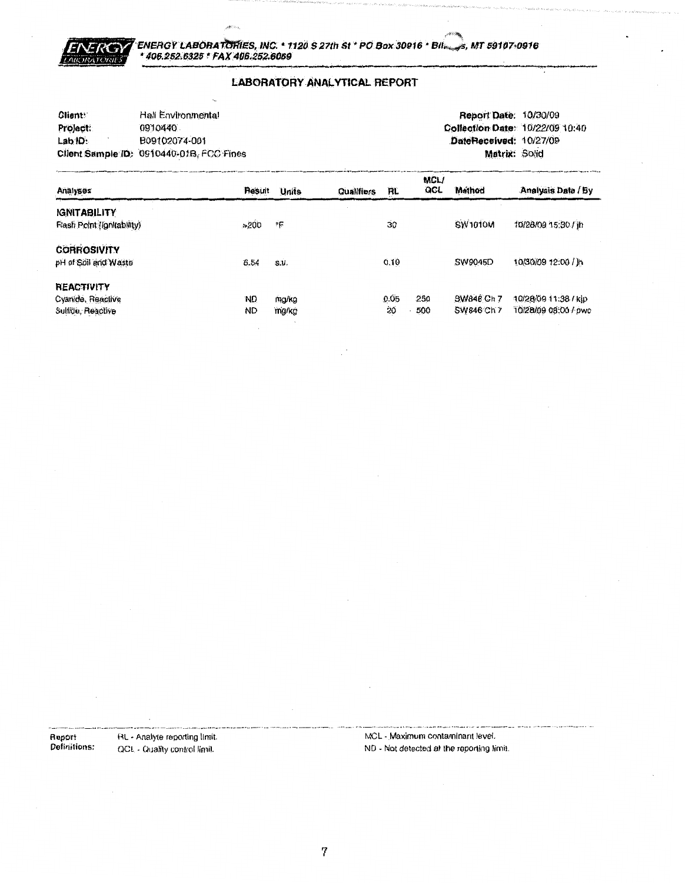**ENERGY LABORATORIES, INC. * 1120 S 27th St * PO Box 30916 * Billings, MT 59107-0916**
**\* 406.252.6325 * FAX 406.252.6069**

## LABORATORY ANALYTICAL REPORT

**Client:** Hall Environmental
**Project:** 0910440
**Lab ID:** B09102074-001
**Client Sample ID:** 0910440-01B, FCC Fines

**Report Date:** 10/30/09
**Collection Date:** 10/22/09 10:40
**DateReceived:** 10/27/09
**Matrix:** Solid

| Analyses | Result | Units | Qualifiers | RL | MCL/ QCL | Method | Analysis Date / By |
|---|---|---|---|---|---|---|---|
| **IGNITABILITY** | | | | | | | |
| Flash Point (Ignitability) | >200 | °F | | 30 | | SW1010M | 10/28/09 15:30 / jh |
| **CORROSIVITY** | | | | | | | |
| pH of Soil and Waste | 6.54 | s.u. | | 0.10 | | SW9045D | 10/30/09 12:00 / jh |
| **REACTIVITY** | | | | | | | |
| Cyanide, Reactive | ND | mg/kg | | 0.05 | 250 | SW846 Ch 7 | 10/28/09 11:38 / kjp |
| Sulfide, Reactive | ND | mg/kg | | 20 | 500 | SW846 Ch 7 | 10/28/09 08:00 / pwc |

**Report Definitions:**
RL - Analyte reporting limit.
QCL - Quality control limit.
MCL - Maximum contaminant level.
ND - Not detected at the reporting limit.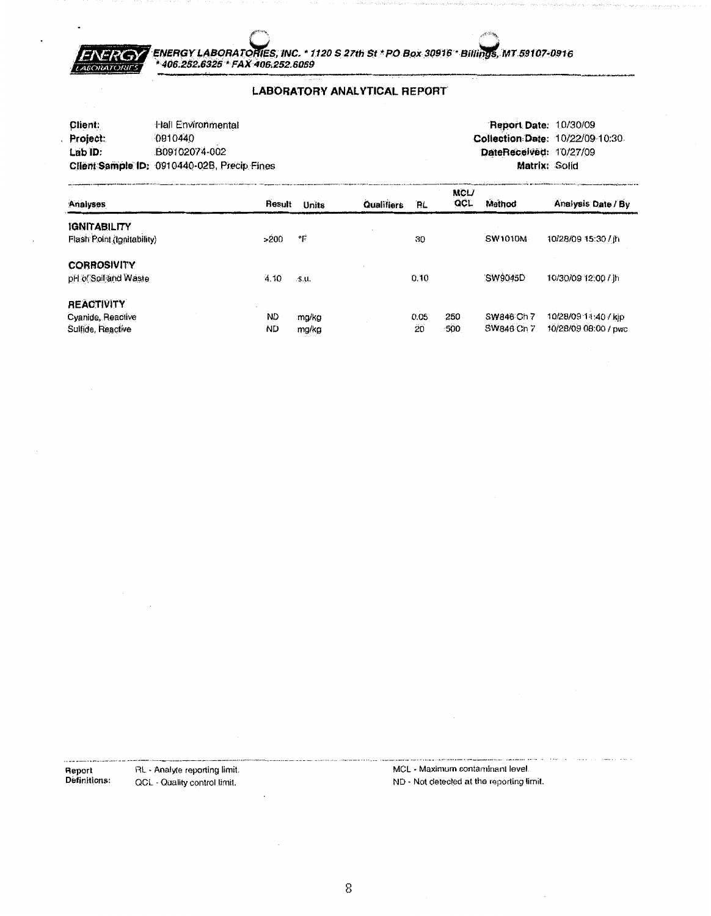ENERGY LABORATORIES, INC. * 1120 S 27th St * PO Box 30916 * Billings, MT 59107-0916
* 406.252.6325 * FAX 406.252.6069

## LABORATORY ANALYTICAL REPORT

| | | | |
|---|---|---|---|
| **Client:** | Hall Environmental | **Report Date:** | 10/30/09 |
| **Project:** | 0910440 | **Collection Date:** | 10/22/09 10:30 |
| **Lab ID:** | B09102074-002 | **DateReceived:** | 10/27/09 |
| **Client Sample ID:** | 0910440-02B, Precip Fines | **Matrix:** | Solid |

| Analyses | Result | Units | Qualifiers | RL | MCL/ QCL | Method | Analysis Date / By |
|---|---|---|---|---|---|---|---|
| **IGNITABILITY** | | | | | | | |
| Flash Point (Ignitability) | >200 | °F | | 30 | | SW1010M | 10/28/09 15:30 / jh |
| **CORROSIVITY** | | | | | | | |
| pH of Soil and Waste | 4.10 | s.u. | | 0.10 | | SW9045D | 10/30/09 12:00 / jh |
| **REACTIVITY** | | | | | | | |
| Cyanide, Reactive | ND | mg/kg | | 0.05 | 250 | SW846 Ch 7 | 10/28/09 11:40 / kjp |
| Sulfide, Reactive | ND | mg/kg | | 20 | 500 | SW846 Ch 7 | 10/28/09 08:00 / pwc |

**Report Definitions:**
RL - Analyte reporting limit.
QCL - Quality control limit.
MCL - Maximum contaminant level.
ND - Not detected at the reporting limit.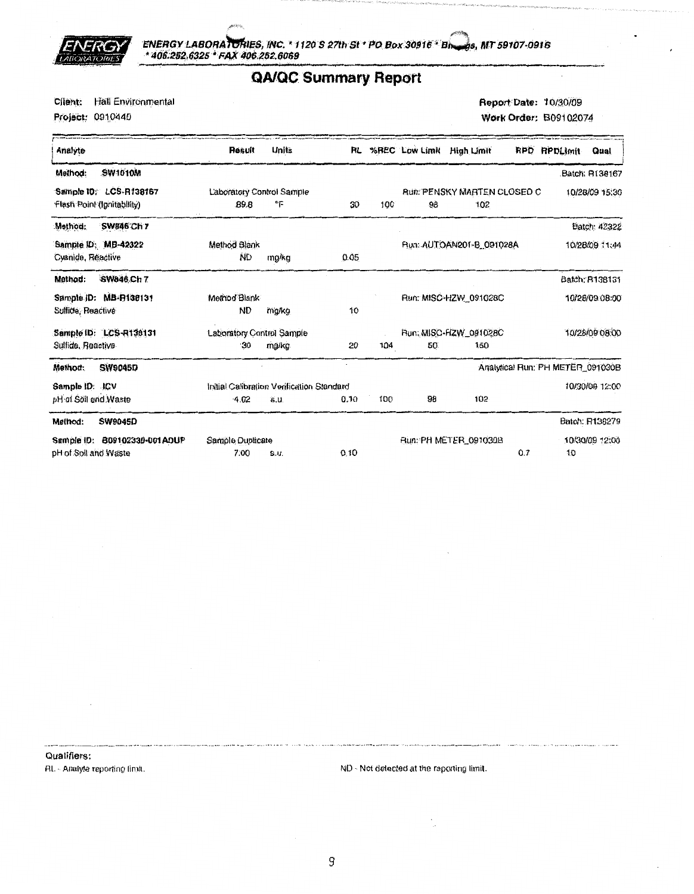ENERGY LABORATORIES, INC. * 1120 S 27th St * PO Box 30916 * Billings, MT 59107-0916 * 406.252.6325 * FAX 406.252.6069

# QA/QC Summary Report

**Client:** Hall Environmental  
**Project:** 0910440

**Report Date:** 10/30/09  
**Work Order:** B09102074

| Analyte | Result | Units | RL | %REC | Low Limit | High Limit | RPD | RPDLimit | Qual |
|---|---|---|---|---|---|---|---|---|---|
| **Method: SW1010M** | | | | | | | | | Batch: R138167 |
| **Sample ID: LCS-R138167** | Laboratory Control Sample | | | | Run: PENSKY MARTEN CLOSED C | | | | 10/28/09 15:30 |
| Flash Point (Ignitability) | 89.8 | °F | 30 | 100 | 98 | 102 | | | |
| **Method: SW846 Ch 7** | | | | | | | | | Batch: 42322 |
| **Sample ID: MB-42322** | Method Blank | | | | Run: AUTOAN201-B_091028A | | | | 10/28/09 11:44 |
| Cyanide, Reactive | ND | mg/kg | 0.05 | | | | | | |
| **Method: SW846 Ch 7** | | | | | | | | | Batch: R138131 |
| **Sample ID: MB-R138131** | Method Blank | | | | Run: MISC-HZW_091028C | | | | 10/28/09 08:00 |
| Sulfide, Reactive | ND | mg/kg | 10 | | | | | | |
| **Sample ID: LCS-R138131** | Laboratory Control Sample | | | | Run: MISC-HZW_091028C | | | | 10/28/09 08:00 |
| Sulfide, Reactive | 30 | mg/kg | 20 | 104 | 50 | 150 | | | |
| **Method: SW9045D** | | | | | | | | | Analytical Run: PH METER_091030B |
| **Sample ID: ICV** | Initial Calibration Verification Standard | | | | | | | | 10/30/09 12:00 |
| pH of Soil and Waste | 4.02 | s.u. | 0.10 | 100 | 98 | 102 | | | |
| **Method: SW9045D** | | | | | | | | | Batch: R138279 |
| **Sample ID: B09102339-001ADUP** | Sample Duplicate | | | | Run: PH METER_091030B | | | | 10/30/09 12:00 |
| pH of Soil and Waste | 7.00 | s.u. | 0.10 | | | | 0.7 | 10 | |

**Qualifiers:**

RL - Analyte reporting limit.

ND - Not detected at the reporting limit.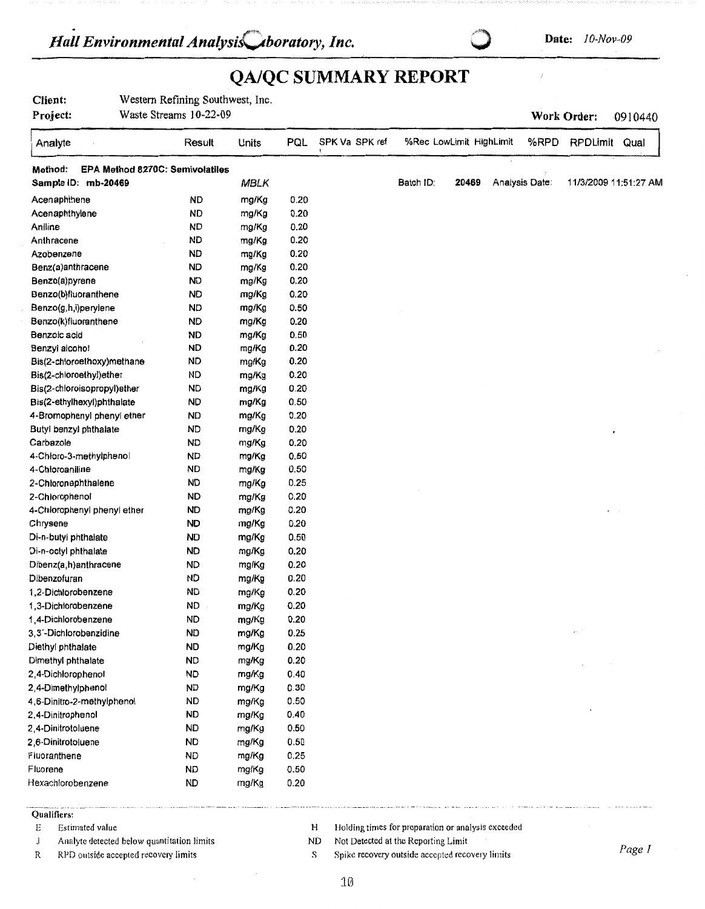*Hall Environmental Analysis Laboratory, Inc.*

**Date:** *10-Nov-09*

# QA/QC SUMMARY REPORT

**Client:** Western Refining Southwest, Inc.
**Project:** Waste Streams 10-22-09

**Work Order:** 0910440

| Analyte | Result | Units | PQL | SPK Va | SPK ref | %Rec | LowLimit | HighLimit | %RPD | RPDLimit | Qual |
|---|---|---|---|---|---|---|---|---|---|---|---|
| **Method: EPA Method 8270C: Semivolatiles** | | | | | | | | | | | |
| **Sample ID: mb-20469** | | MBLK | | | | Batch ID: | 20469 | Analysis Date: | | 11/3/2009 11:51:27 AM | |
| Acenaphthene | ND | mg/Kg | 0.20 | | | | | | | | |
| Acenaphthylene | ND | mg/Kg | 0.20 | | | | | | | | |
| Aniline | ND | mg/Kg | 0.20 | | | | | | | | |
| Anthracene | ND | mg/Kg | 0.20 | | | | | | | | |
| Azobenzene | ND | mg/Kg | 0.20 | | | | | | | | |
| Benz(a)anthracene | ND | mg/Kg | 0.20 | | | | | | | | |
| Benzo(a)pyrene | ND | mg/Kg | 0.20 | | | | | | | | |
| Benzo(b)fluoranthene | ND | mg/Kg | 0.20 | | | | | | | | |
| Benzo(g,h,i)perylene | ND | mg/Kg | 0.50 | | | | | | | | |
| Benzo(k)fluoranthene | ND | mg/Kg | 0.20 | | | | | | | | |
| Benzoic acid | ND | mg/Kg | 0.50 | | | | | | | | |
| Benzyl alcohol | ND | mg/Kg | 0.20 | | | | | | | | |
| Bis(2-chloroethoxy)methane | ND | mg/Kg | 0.20 | | | | | | | | |
| Bis(2-chloroethyl)ether | ND | mg/Kg | 0.20 | | | | | | | | |
| Bis(2-chloroisopropyl)ether | ND | mg/Kg | 0.20 | | | | | | | | |
| Bis(2-ethylhexyl)phthalate | ND | mg/Kg | 0.50 | | | | | | | | |
| 4-Bromophenyl phenyl ether | ND | mg/Kg | 0.20 | | | | | | | | |
| Butyl benzyl phthalate | ND | mg/Kg | 0.20 | | | | | | | | |
| Carbazole | ND | mg/Kg | 0.20 | | | | | | | | |
| 4-Chloro-3-methylphenol | ND | mg/Kg | 0.50 | | | | | | | | |
| 4-Chloroaniline | ND | mg/Kg | 0.50 | | | | | | | | |
| 2-Chloronaphthalene | ND | mg/Kg | 0.25 | | | | | | | | |
| 2-Chlorophenol | ND | mg/Kg | 0.20 | | | | | | | | |
| 4-Chlorophenyl phenyl ether | ND | mg/Kg | 0.20 | | | | | | | | |
| Chrysene | ND | mg/Kg | 0.20 | | | | | | | | |
| Di-n-butyl phthalate | ND | mg/Kg | 0.50 | | | | | | | | |
| Di-n-octyl phthalate | ND | mg/Kg | 0.20 | | | | | | | | |
| Dibenz(a,h)anthracene | ND | mg/Kg | 0.20 | | | | | | | | |
| Dibenzofuran | ND | mg/Kg | 0.20 | | | | | | | | |
| 1,2-Dichlorobenzene | ND | mg/Kg | 0.20 | | | | | | | | |
| 1,3-Dichlorobenzene | ND | mg/Kg | 0.20 | | | | | | | | |
| 1,4-Dichlorobenzene | ND | mg/Kg | 0.20 | | | | | | | | |
| 3,3´-Dichlorobenzidine | ND | mg/Kg | 0.25 | | | | | | | | |
| Diethyl phthalate | ND | mg/Kg | 0.20 | | | | | | | | |
| Dimethyl phthalate | ND | mg/Kg | 0.20 | | | | | | | | |
| 2,4-Dichlorophenol | ND | mg/Kg | 0.40 | | | | | | | | |
| 2,4-Dimethylphenol | ND | mg/Kg | 0.30 | | | | | | | | |
| 4,6-Dinitro-2-methylphenol | ND | mg/Kg | 0.50 | | | | | | | | |
| 2,4-Dinitrophenol | ND | mg/Kg | 0.40 | | | | | | | | |
| 2,4-Dinitrotoluene | ND | mg/Kg | 0.50 | | | | | | | | |
| 2,6-Dinitrotoluene | ND | mg/Kg | 0.50 | | | | | | | | |
| Fluoranthene | ND | mg/Kg | 0.25 | | | | | | | | |
| Fluorene | ND | mg/Kg | 0.50 | | | | | | | | |
| Hexachlorobenzene | ND | mg/Kg | 0.20 | | | | | | | | |

**Qualifiers:**

- E Estimated value
- J Analyte detected below quantitation limits
- R RPD outside accepted recovery limits
- H Holding times for preparation or analysis exceeded
- ND Not Detected at the Reporting Limit
- S Spike recovery outside accepted recovery limits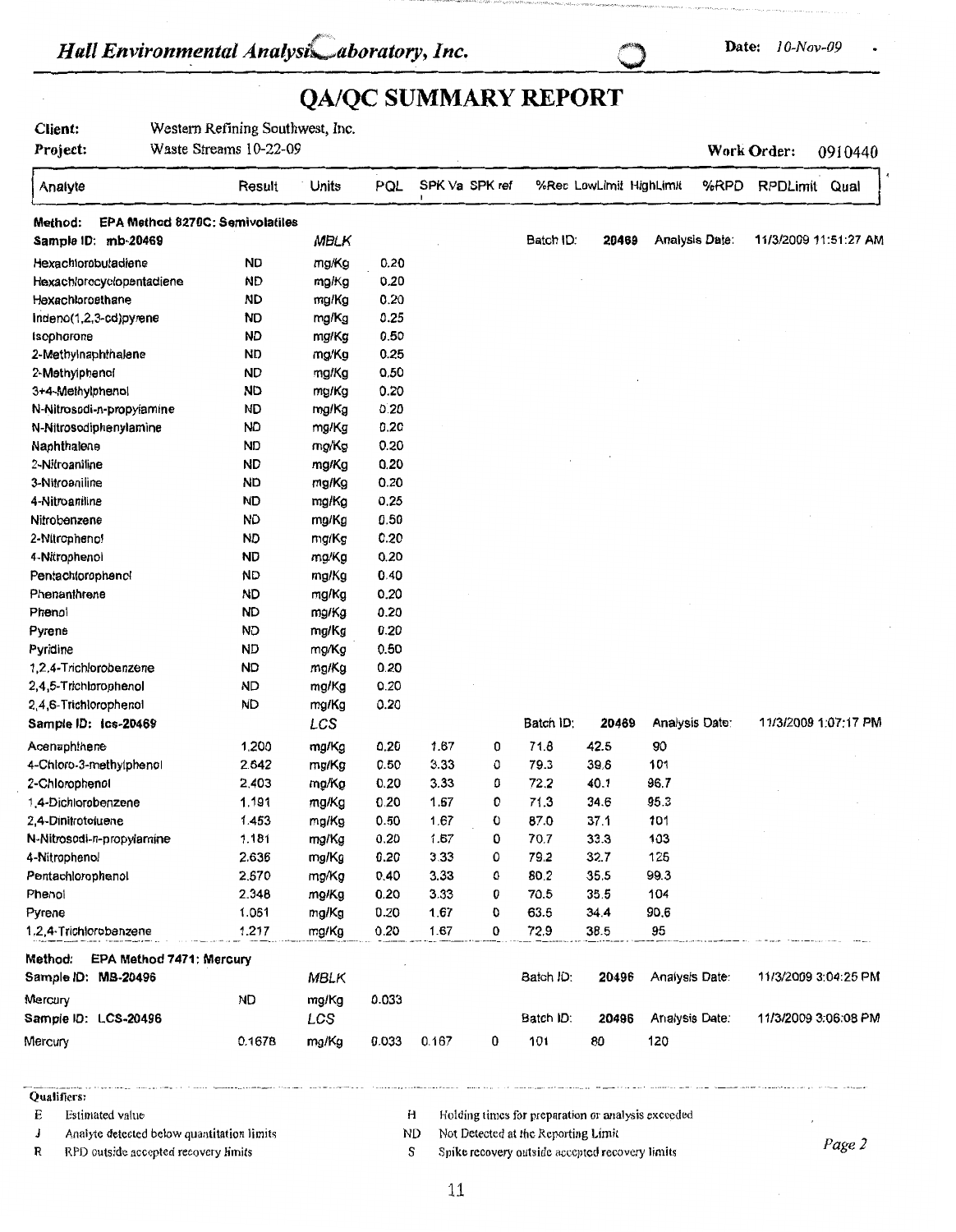# *Hall Environmental Analysis Laboratory, Inc.*

**Date:** *10-Nov-09*

## QA/QC SUMMARY REPORT

**Client:** Western Refining Southwest, Inc.

**Project:** Waste Streams 10-22-09

**Work Order:** 0910440

| Analyte | Result | Units | PQL | SPK Val | SPK ref | %Rec | LowLimit | HighLimit | %RPD | RPDLimit | Qual |
|---|---|---|---|---|---|---|---|---|---|---|---|
| **Method: EPA Method 8270C: Semivolatiles** | | | | | | | | | | | |
| **Sample ID: mb-20469** | | MBLK | | | | Batch ID: | 20469 | Analysis Date: | | 11/3/2009 11:51:27 AM | |
| Hexachlorobutadiene | ND | mg/Kg | 0.20 | | | | | | | | |
| Hexachlorocyclopentadiene | ND | mg/Kg | 0.20 | | | | | | | | |
| Hexachloroethane | ND | mg/Kg | 0.20 | | | | | | | | |
| Indeno(1,2,3-cd)pyrene | ND | mg/Kg | 0.25 | | | | | | | | |
| Isophorone | ND | mg/Kg | 0.50 | | | | | | | | |
| 2-Methylnaphthalene | ND | mg/Kg | 0.25 | | | | | | | | |
| 2-Methylphenol | ND | mg/Kg | 0.50 | | | | | | | | |
| 3+4-Methylphenol | ND | mg/Kg | 0.20 | | | | | | | | |
| N-Nitrosodi-n-propylamine | ND | mg/Kg | 0.20 | | | | | | | | |
| N-Nitrosodiphenylamine | ND | mg/Kg | 0.20 | | | | | | | | |
| Naphthalene | ND | mg/Kg | 0.20 | | | | | | | | |
| 2-Nitroaniline | ND | mg/Kg | 0.20 | | | | | | | | |
| 3-Nitroaniline | ND | mg/Kg | 0.20 | | | | | | | | |
| 4-Nitroaniline | ND | mg/Kg | 0.25 | | | | | | | | |
| Nitrobenzene | ND | mg/Kg | 0.50 | | | | | | | | |
| 2-Nitrophenol | ND | mg/Kg | 0.20 | | | | | | | | |
| 4-Nitrophenol | ND | mg/Kg | 0.20 | | | | | | | | |
| Pentachlorophenol | ND | mg/Kg | 0.40 | | | | | | | | |
| Phenanthrene | ND | mg/Kg | 0.20 | | | | | | | | |
| Phenol | ND | mg/Kg | 0.20 | | | | | | | | |
| Pyrene | ND | mg/Kg | 0.20 | | | | | | | | |
| Pyridine | ND | mg/Kg | 0.50 | | | | | | | | |
| 1,2,4-Trichlorobenzene | ND | mg/Kg | 0.20 | | | | | | | | |
| 2,4,5-Trichlorophenol | ND | mg/Kg | 0.20 | | | | | | | | |
| 2,4,6-Trichlorophenol | ND | mg/Kg | 0.20 | | | | | | | | |
| **Sample ID: lcs-20469** | | LCS | | | | Batch ID: | 20469 | Analysis Date: | | 11/3/2009 1:07:17 PM | |
| Acenaphthene | 1.200 | mg/Kg | 0.20 | 1.67 | 0 | 71.8 | 42.5 | 90 | | | |
| 4-Chloro-3-methylphenol | 2.642 | mg/Kg | 0.50 | 3.33 | 0 | 79.3 | 39.6 | 101 | | | |
| 2-Chlorophenol | 2.403 | mg/Kg | 0.20 | 3.33 | 0 | 72.2 | 40.1 | 96.7 | | | |
| 1,4-Dichlorobenzene | 1.191 | mg/Kg | 0.20 | 1.67 | 0 | 71.3 | 34.6 | 95.3 | | | |
| 2,4-Dinitrotoluene | 1.453 | mg/Kg | 0.50 | 1.67 | 0 | 87.0 | 37.1 | 101 | | | |
| N-Nitrosodi-n-propylamine | 1.181 | mg/Kg | 0.20 | 1.67 | 0 | 70.7 | 33.3 | 103 | | | |
| 4-Nitrophenol | 2.636 | mg/Kg | 0.20 | 3.33 | 0 | 79.2 | 32.7 | 125 | | | |
| Pentachlorophenol | 2.670 | mg/Kg | 0.40 | 3.33 | 0 | 80.2 | 35.5 | 99.3 | | | |
| Phenol | 2.348 | mg/Kg | 0.20 | 3.33 | 0 | 70.5 | 35.5 | 104 | | | |
| Pyrene | 1.061 | mg/Kg | 0.20 | 1.67 | 0 | 63.5 | 34.4 | 90.6 | | | |
| 1,2,4-Trichlorobenzene | 1.217 | mg/Kg | 0.20 | 1.67 | 0 | 72.9 | 38.5 | 95 | | | |
| **Method: EPA Method 7471: Mercury** | | | | | | | | | | | |
| **Sample ID: MB-20496** | | MBLK | | | | Batch ID: | 20496 | Analysis Date: | | 11/3/2009 3:04:25 PM | |
| Mercury | ND | mg/Kg | 0.033 | | | | | | | | |
| **Sample ID: LCS-20496** | | LCS | | | | Batch ID: | 20496 | Analysis Date: | | 11/3/2009 3:06:08 PM | |
| Mercury | 0.1678 | mg/Kg | 0.033 | 0.167 | 0 | 101 | 80 | 120 | | | |

**Qualifiers:**

- E Estimated value
- J Analyte detected below quantitation limits
- R RPD outside accepted recovery limits
- H Holding times for preparation or analysis exceeded
- ND Not Detected at the Reporting Limit
- S Spike recovery outside accepted recovery limits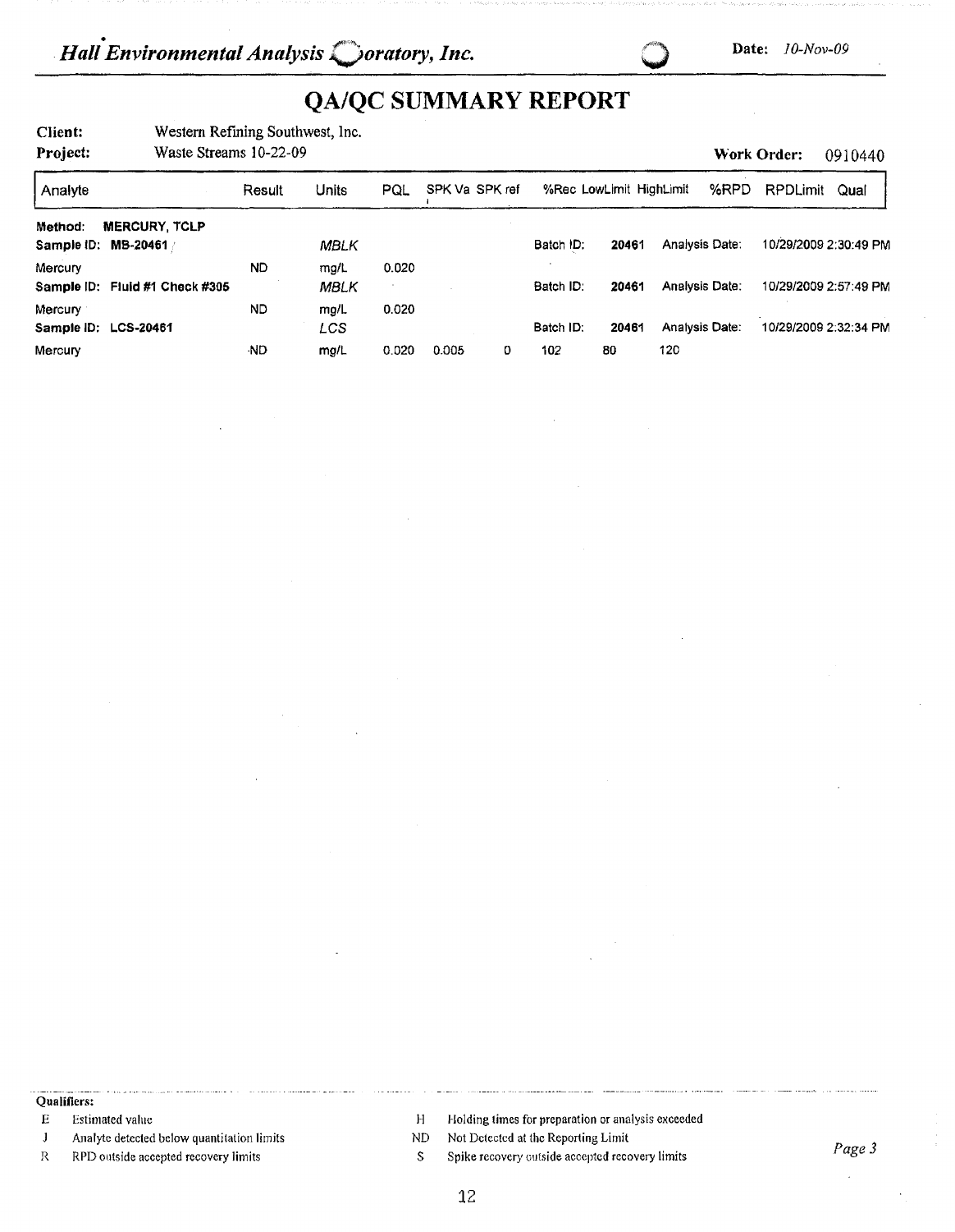*Hall Environmental Analysis Laboratory, Inc.*

**Date:** *10-Nov-09*

# QA/QC SUMMARY REPORT

**Client:** Western Refining Southwest, Inc.
**Project:** Waste Streams 10-22-09
**Work Order:** 0910440

| Analyte | Result | Units | PQL | SPK Va | SPK ref | %Rec | LowLimit | HighLimit | %RPD | RPDLimit | Qual |
|---|---|---|---|---|---|---|---|---|---|---|---|
| **Method: MERCURY, TCLP** | | | | | | | | | | | |
| **Sample ID: MB-20461** | | MBLK | | | | Batch ID: | 20461 | Analysis Date: | | 10/29/2009 2:30:49 PM | |
| Mercury | ND | mg/L | 0.020 | | | | | | | | |
| **Sample ID: Fluid #1 Check #305** | | MBLK | | | | Batch ID: | 20461 | Analysis Date: | | 10/29/2009 2:57:49 PM | |
| Mercury | ND | mg/L | 0.020 | | | | | | | | |
| **Sample ID: LCS-20461** | | LCS | | | | Batch ID: | 20461 | Analysis Date: | | 10/29/2009 2:32:34 PM | |
| Mercury | ND | mg/L | 0.020 | 0.005 | 0 | 102 | 80 | 120 | | | |

**Qualifiers:**

- E Estimated value
- J Analyte detected below quantitation limits
- R RPD outside accepted recovery limits
- H Holding times for preparation or analysis exceeded
- ND Not Detected at the Reporting Limit
- S Spike recovery outside accepted recovery limits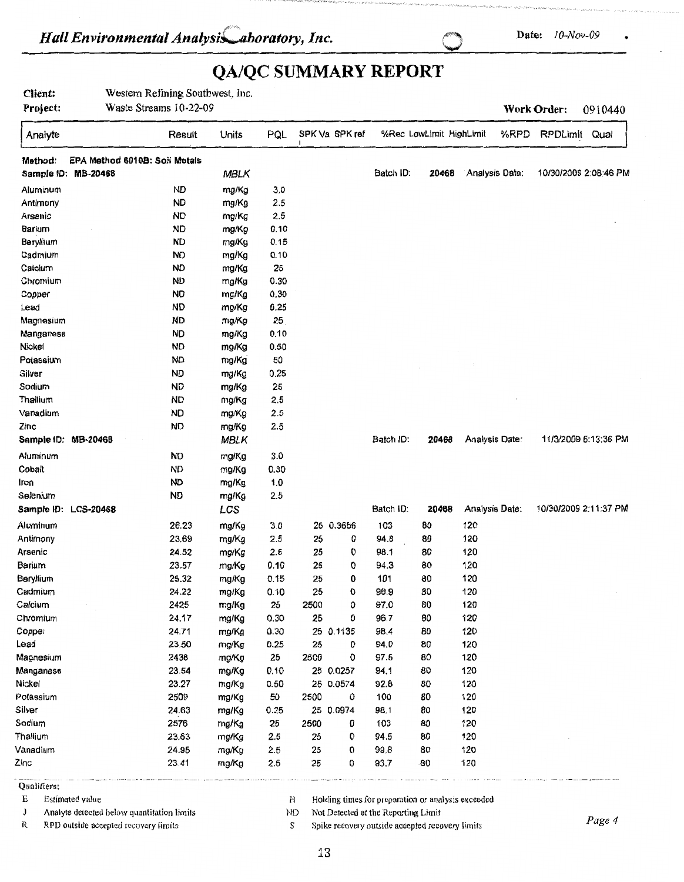*Hall Environmental Analysis Laboratory, Inc.*

Date: *10-Nov-09*

# QA/QC SUMMARY REPORT

**Client:** Western Refining Southwest, Inc.

**Project:** Waste Streams 10-22-09

**Work Order:** 0910440

| Analyte | Result | Units | PQL | SPK Va | SPK ref | %Rec | LowLimit | HighLimit | %RPD | RPDLimit | Qual |
|---|---|---|---|---|---|---|---|---|---|---|---|
| **Method: EPA Method 6010B: Soil Metals** | | | | | | | | | | | |
| **Sample ID: MB-20468** | | *MBLK* | | | | Batch ID: | 20468 | Analysis Date: | | 10/30/2009 2:08:46 PM | |
| Aluminum | ND | mg/Kg | 3.0 | | | | | | | | |
| Antimony | ND | mg/Kg | 2.5 | | | | | | | | |
| Arsenic | ND | mg/Kg | 2.5 | | | | | | | | |
| Barium | ND | mg/Kg | 0.10 | | | | | | | | |
| Beryllium | ND | mg/Kg | 0.15 | | | | | | | | |
| Cadmium | ND | mg/Kg | 0.10 | | | | | | | | |
| Calcium | ND | mg/Kg | 25 | | | | | | | | |
| Chromium | ND | mg/Kg | 0.30 | | | | | | | | |
| Copper | ND | mg/Kg | 0.30 | | | | | | | | |
| Lead | ND | mg/Kg | 0.25 | | | | | | | | |
| Magnesium | ND | mg/Kg | 25 | | | | | | | | |
| Manganese | ND | mg/Kg | 0.10 | | | | | | | | |
| Nickel | ND | mg/Kg | 0.50 | | | | | | | | |
| Potassium | ND | mg/Kg | 50 | | | | | | | | |
| Silver | ND | mg/Kg | 0.25 | | | | | | | | |
| Sodium | ND | mg/Kg | 25 | | | | | | | | |
| Thallium | ND | mg/Kg | 2.5 | | | | | | | | |
| Vanadium | ND | mg/Kg | 2.5 | | | | | | | | |
| Zinc | ND | mg/Kg | 2.5 | | | | | | | | |
| **Sample ID: MB-20468** | | *MBLK* | | | | Batch ID: | 20468 | Analysis Date: | | 11/3/2009 6:13:36 PM | |
| Aluminum | ND | mg/Kg | 3.0 | | | | | | | | |
| Cobalt | ND | mg/Kg | 0.30 | | | | | | | | |
| Iron | ND | mg/Kg | 1.0 | | | | | | | | |
| Selenium | ND | mg/Kg | 2.5 | | | | | | | | |
| **Sample ID: LCS-20468** | | *LCS* | | | | Batch ID: | 20468 | Analysis Date: | | 10/30/2009 2:11:37 PM | |
| Aluminum | 26.23 | mg/Kg | 3.0 | 25 | 0.3656 | 103 | 80 | 120 | | | |
| Antimony | 23.69 | mg/Kg | 2.5 | 25 | 0 | 94.8 | 80 | 120 | | | |
| Arsenic | 24.52 | mg/Kg | 2.5 | 25 | 0 | 98.1 | 80 | 120 | | | |
| Barium | 23.57 | mg/Kg | 0.10 | 25 | 0 | 94.3 | 80 | 120 | | | |
| Beryllium | 25.32 | mg/Kg | 0.15 | 25 | 0 | 101 | 80 | 120 | | | |
| Cadmium | 24.22 | mg/Kg | 0.10 | 25 | 0 | 96.9 | 80 | 120 | | | |
| Calcium | 2425 | mg/Kg | 25 | 2500 | 0 | 97.0 | 80 | 120 | | | |
| Chromium | 24.17 | mg/Kg | 0.30 | 25 | 0 | 96.7 | 80 | 120 | | | |
| Copper | 24.71 | mg/Kg | 0.30 | 25 | 0.1135 | 98.4 | 80 | 120 | | | |
| Lead | 23.50 | mg/Kg | 0.25 | 25 | 0 | 94.0 | 80 | 120 | | | |
| Magnesium | 2438 | mg/Kg | 25 | 2500 | 0 | 97.5 | 80 | 120 | | | |
| Manganese | 23.54 | mg/Kg | 0.10 | 25 | 0.0257 | 94.1 | 80 | 120 | | | |
| Nickel | 23.27 | mg/Kg | 0.50 | 25 | 0.0574 | 92.8 | 80 | 120 | | | |
| Potassium | 2509 | mg/Kg | 50 | 2500 | 0 | 100 | 80 | 120 | | | |
| Silver | 24.63 | mg/Kg | 0.25 | 25 | 0.0974 | 98.1 | 80 | 120 | | | |
| Sodium | 2576 | mg/Kg | 25 | 2500 | 0 | 103 | 80 | 120 | | | |
| Thallium | 23.63 | mg/Kg | 2.5 | 25 | 0 | 94.5 | 80 | 120 | | | |
| Vanadium | 24.95 | mg/Kg | 2.5 | 25 | 0 | 99.8 | 80 | 120 | | | |
| Zinc | 23.41 | mg/Kg | 2.5 | 25 | 0 | 93.7 | 80 | 120 | | | |

**Qualifiers:**

- E Estimated value
- J Analyte detected below quantitation limits
- R RPD outside accepted recovery limits
- H Holding times for preparation or analysis exceeded
- ND Not Detected at the Reporting Limit
- S Spike recovery outside accepted recovery limits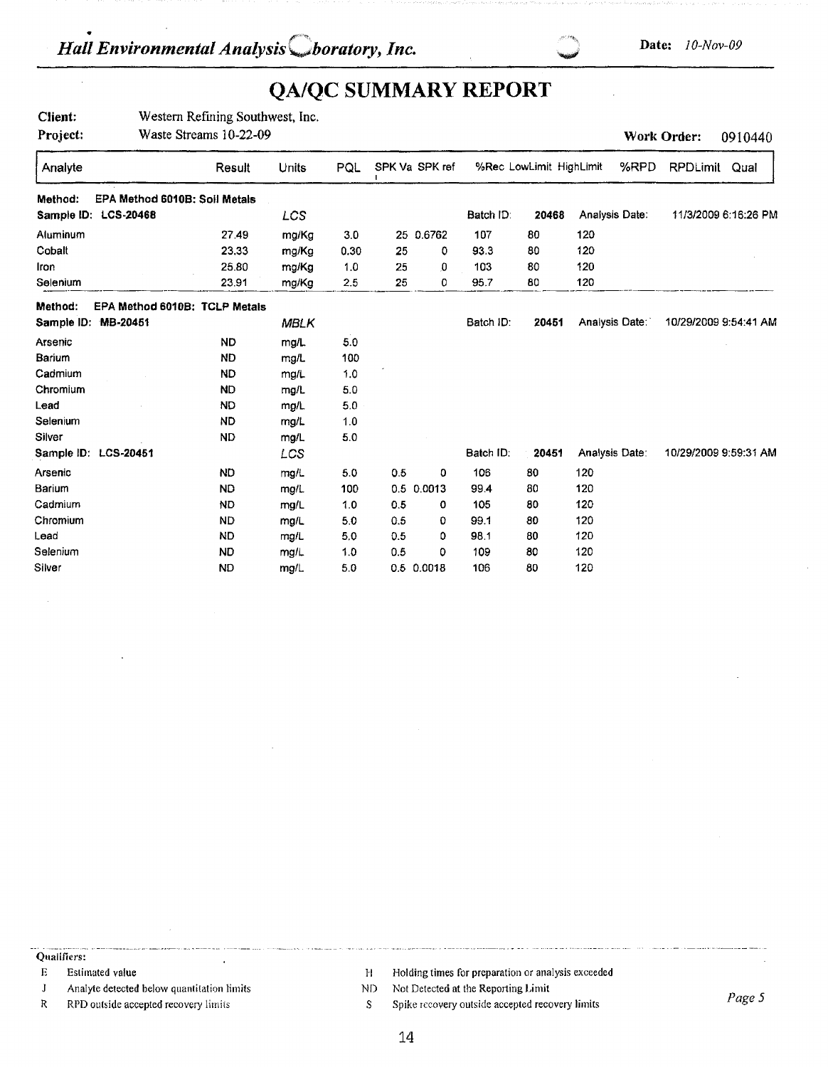# Hall Environmental Analysis Laboratory, Inc.

**Date:** *10-Nov-09*

## QA/QC SUMMARY REPORT

**Client:** Western Refining Southwest, Inc.

**Project:** Waste Streams 10-22-09

**Work Order:** 0910440

| Analyte | Result | Units | PQL | SPK Va | SPK ref | %Rec | LowLimit | HighLimit | %RPD | RPDLimit | Qual |
|---|---|---|---|---|---|---|---|---|---|---|---|
| **Method: EPA Method 6010B: Soil Metals** | | | | | | | | | | | |
| **Sample ID: LCS-20468** | | *LCS* | | | | Batch ID: | **20468** | Analysis Date: | | 11/3/2009 6:16:26 PM | |
| Aluminum | 27.49 | mg/Kg | 3.0 | 25 | 0.6762 | 107 | 80 | 120 | | | |
| Cobalt | 23.33 | mg/Kg | 0.30 | 25 | 0 | 93.3 | 80 | 120 | | | |
| Iron | 25.80 | mg/Kg | 1.0 | 25 | 0 | 103 | 80 | 120 | | | |
| Selenium | 23.91 | mg/Kg | 2.5 | 25 | 0 | 95.7 | 80 | 120 | | | |
| **Method: EPA Method 6010B: TCLP Metals** | | | | | | | | | | | |
| **Sample ID: MB-20451** | | *MBLK* | | | | Batch ID: | **20451** | Analysis Date: | | 10/29/2009 9:54:41 AM | |
| Arsenic | ND | mg/L | 5.0 | | | | | | | | |
| Barium | ND | mg/L | 100 | | | | | | | | |
| Cadmium | ND | mg/L | 1.0 | | | | | | | | |
| Chromium | ND | mg/L | 5.0 | | | | | | | | |
| Lead | ND | mg/L | 5.0 | | | | | | | | |
| Selenium | ND | mg/L | 1.0 | | | | | | | | |
| Silver | ND | mg/L | 5.0 | | | | | | | | |
| **Sample ID: LCS-20451** | | *LCS* | | | | Batch ID: | **20451** | Analysis Date: | | 10/29/2009 9:59:31 AM | |
| Arsenic | ND | mg/L | 5.0 | 0.5 | 0 | 106 | 80 | 120 | | | |
| Barium | ND | mg/L | 100 | 0.5 | 0.0013 | 99.4 | 80 | 120 | | | |
| Cadmium | ND | mg/L | 1.0 | 0.5 | 0 | 105 | 80 | 120 | | | |
| Chromium | ND | mg/L | 5.0 | 0.5 | 0 | 99.1 | 80 | 120 | | | |
| Lead | ND | mg/L | 5.0 | 0.5 | 0 | 98.1 | 80 | 120 | | | |
| Selenium | ND | mg/L | 1.0 | 0.5 | 0 | 109 | 80 | 120 | | | |
| Silver | ND | mg/L | 5.0 | 0.5 | 0.0018 | 106 | 80 | 120 | | | |

**Qualifiers:**

- E Estimated value
- J Analyte detected below quantitation limits
- R RPD outside accepted recovery limits
- H Holding times for preparation or analysis exceeded
- ND Not Detected at the Reporting Limit
- S Spike recovery outside accepted recovery limits

*Page 5*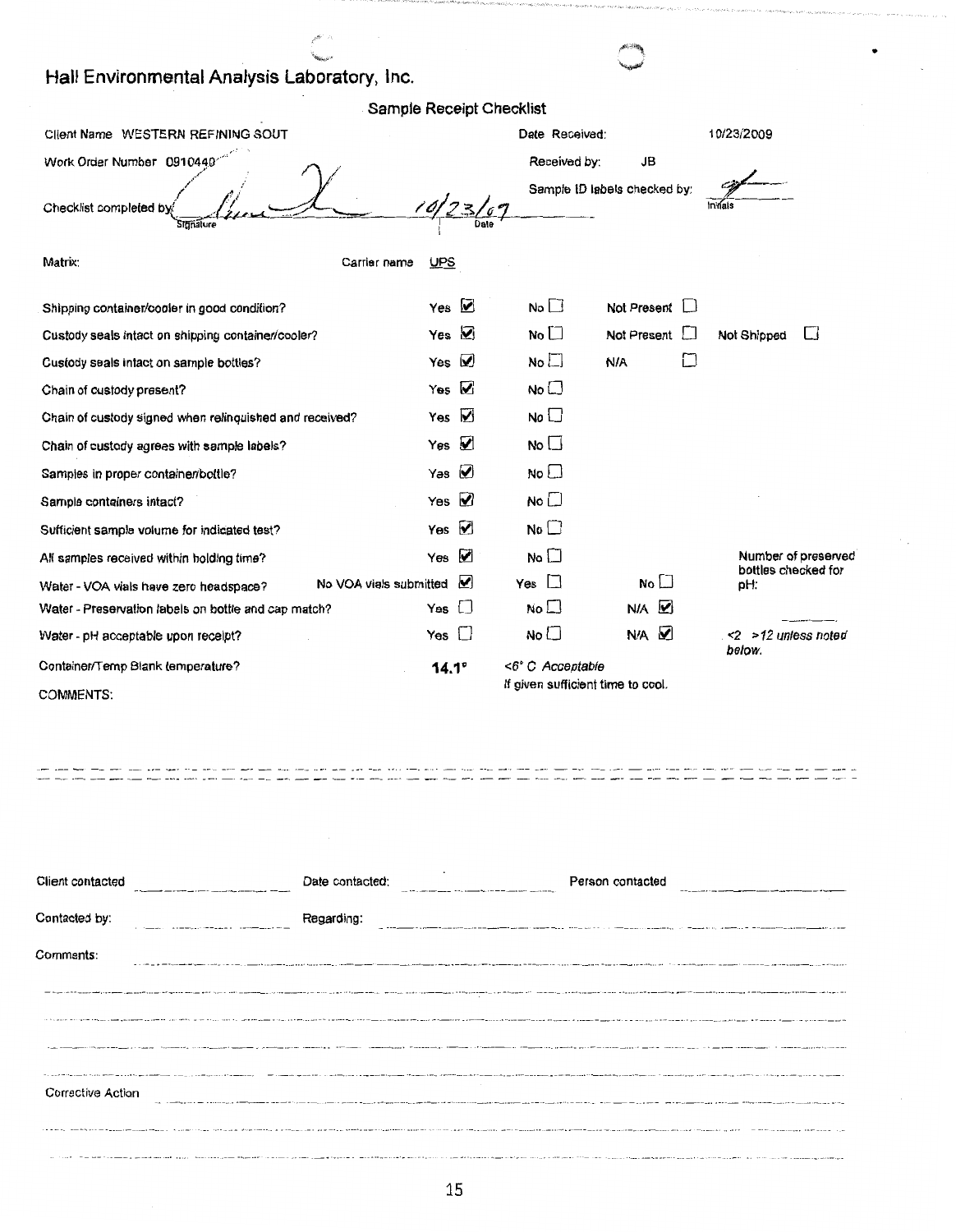# Hall Environmental Analysis Laboratory, Inc.

## Sample Receipt Checklist

Client Name WESTERN REFINING SOUT

Date Received: 10/23/2009

Work Order Number 0910440

Received by: JB

Sample ID labels checked by: [initials]

Checklist completed by [signature] 10/23/09

Matrix:

Carrier name UPS

| | | | | |
|---|---|---|---|---|
| Shipping container/cooler in good condition? | Yes ☑ | No ☐ | Not Present ☐ | |
| Custody seals intact on shipping container/cooler? | Yes ☑ | No ☐ | Not Present ☐ | Not Shipped ☐ |
| Custody seals intact on sample bottles? | Yes ☑ | No ☐ | N/A ☐ | |
| Chain of custody present? | Yes ☑ | No ☐ | | |
| Chain of custody signed when relinquished and received? | Yes ☑ | No ☐ | | |
| Chain of custody agrees with sample labels? | Yes ☑ | No ☐ | | |
| Samples in proper container/bottle? | Yes ☑ | No ☐ | | |
| Sample containers intact? | Yes ☑ | No ☐ | | |
| Sufficient sample volume for indicated test? | Yes ☑ | No ☐ | | |
| All samples received within holding time? | Yes ☑ | No ☐ | | Number of preserved bottles checked for pH: |
| Water - VOA vials have zero headspace? | No VOA vials submitted ☑ | Yes ☐ | No ☐ | |
| Water - Preservation labels on bottle and cap match? | Yes ☐ | No ☐ | N/A ☑ | |
| Water - pH acceptable upon receipt? | Yes ☐ | No ☐ | N/A ☑ | <2 >12 unless noted below. |
| Container/Temp Blank temperature? | **14.1°** | <6° C Acceptable If given sufficient time to cool. | | |

COMMENTS:

Client contacted ______ Date contacted: ______ Person contacted ______

Contacted by: ______ Regarding: ______

Comments:

Corrective Action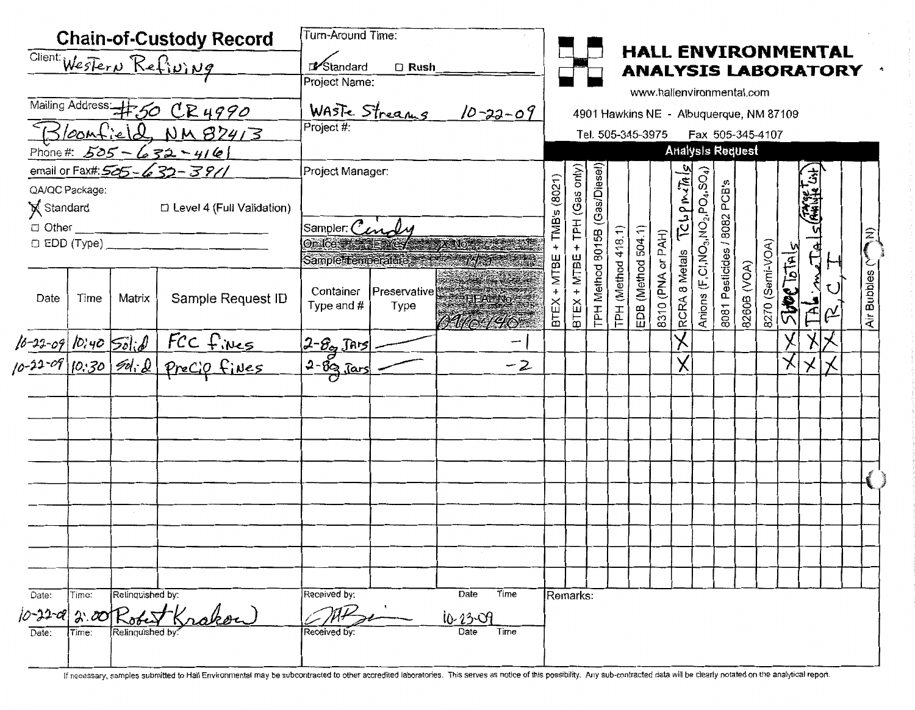# Chain-of-Custody Record

Client: Western Refining

Mailing Address: #50 CR 4990
Bloomfield, NM 87413

Phone #: 505-632-4161

email or Fax#: 505-632-3911

QA/QC Package:
☒ Standard ☐ Level 4 (Full Validation)
☐ Other ______
☐ EDD (Type) ______

Turn-Around Time:
☑ Standard ☐ Rush

Project Name: WASTe Streams 10-22-09

Project #:

Project Manager:

Sampler: Cindy

On Ice: ☐ Yes ☒ No

Sample Temperature: 14.5

## HALL ENVIRONMENTAL ANALYSIS LABORATORY

www.hallenvironmental.com

4901 Hawkins NE - Albuquerque, NM 87109

Tel. 505-345-3975 Fax 505-345-4107

### Analysis Request

| Date | Time | Matrix | Sample Request ID | Container Type and # | Preservative Type | HEAL No. 0910490 | BTEX + MTBE + TMB's (8021) | BTEX + MTBE + TPH (Gas only) | TPH Method 8015B (Gas/Diesel) | TPH (Method 418.1) | EDB (Method 504.1) | 8310 (PNA or PAH) | RCRA 8 Metals TCLP metals | Anions (F,Cl,$NO_3$,$NO_2$,$PO_4$,$SO_4$) | 8081 Pesticides / 8082 PCB's | 8260B (VOA) | 8270 (Semi-VOA) | SVOC Totals | TAL metals (Target Analyte List) | R, C, I | | Air Bubbles (Y or N) |
|---|---|---|---|---|---|---|---|---|---|---|---|---|---|---|---|---|---|---|---|---|---|---|
| 10-22-09 | 10:40 | Solid | FCC fines | 2-8oz Jars | — | -1 | | | | | | | X | | | | | X | X | X | | |
| 10-22-09 | 10:30 | Solid | Precip fines | 2-8oz Jars | — | -2 | | | | | | | X | | | | | X | X | X | | |

| Date: | Time: | Relinquished by: | Received by: | Date | Time |
|---|---|---|---|---|---|
| 10-22-09 | 2:00 | Robert Krakow | (signature) | 10-23-09 | |
| Date: | Time: | Relinquished by: | Received by: | Date | Time |

Remarks:

If necessary, samples submitted to Hall Environmental may be subcontracted to other accredited laboratories. This serves as notice of this possibility. Any sub-contracted data will be clearly notated on the analytical report.